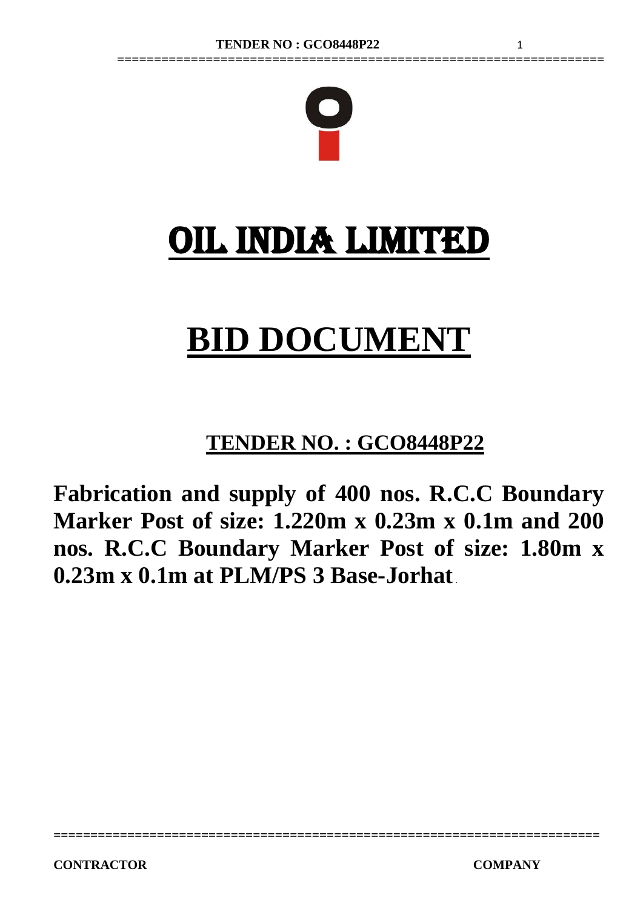# OIL INDIA LIMITED

# BID DOCUMENT

## TENDER NO. : GCO8448P22

**Fabrication and supply of 400 nos. R.C.C Boundary Marker Post of size: 1.220m x 0.23m x 0.1m and 200 nos. R.C.C Boundary Marker Post of size: 1.80m x 0.23m x 0.1m at PLM/PS 3 Base-Jorhat**.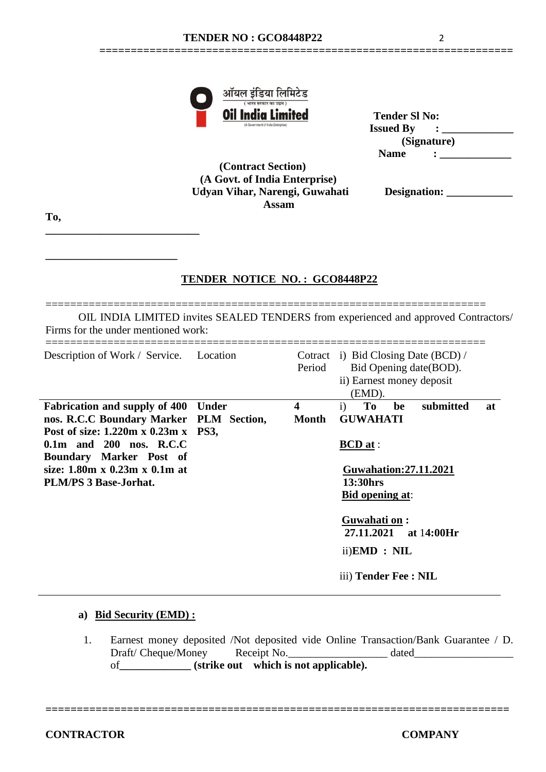ऑयल इंडिया लिमिटेड
( भारत सरकार का उद्यम )
**Oil India Limited**
(A Government of India Enterprise)

**Tender Sl No:**
**Issued By : ____________**
**(Signature)**
**Name : ____________**

**(Contract Section)**
**(A Govt. of India Enterprise)**
**Udyan Vihar, Narengi, Guwahati**
**Assam**

**Designation: ____________**

**To,**

___________________________

_______________________

## TENDER NOTICE NO. : GCO8448P22

OIL INDIA LIMITED invites SEALED TENDERS from experienced and approved Contractors/ Firms for the under mentioned work:

| Description of Work / Service. | Location | Cotract Period | i) Bid Closing Date (BCD) / Bid Opening date(BOD). ii) Earnest money deposit (EMD). |
|---|---|---|---|
| **Fabrication and supply of 400 nos. R.C.C Boundary Marker Post of size: 1.220m x 0.23m x 0.1m and 200 nos. R.C.C Boundary Marker Post of size: 1.80m x 0.23m x 0.1m at PLM/PS 3 Base-Jorhat.** | **Under PLM Section, PS3,** | **4 Month** | i) **To be submitted at GUWAHATI**<br><br>**BCD at** :<br><br>**Guwahation:27.11.2021 13:30hrs**<br>**Bid opening at**:<br><br>**Guwahati on : 27.11.2021 at** 14:00**Hr**<br><br>ii)**EMD : NIL**<br><br>iii) **Tender Fee : NIL** |

**a) Bid Security (EMD) :**

1. Earnest money deposited /Not deposited vide Online Transaction/Bank Guarantee / D. Draft/ Cheque/Money Receipt No.__________________ dated__________________ of_____________ **(strike out which is not applicable).**

**CONTRACTOR** **COMPANY**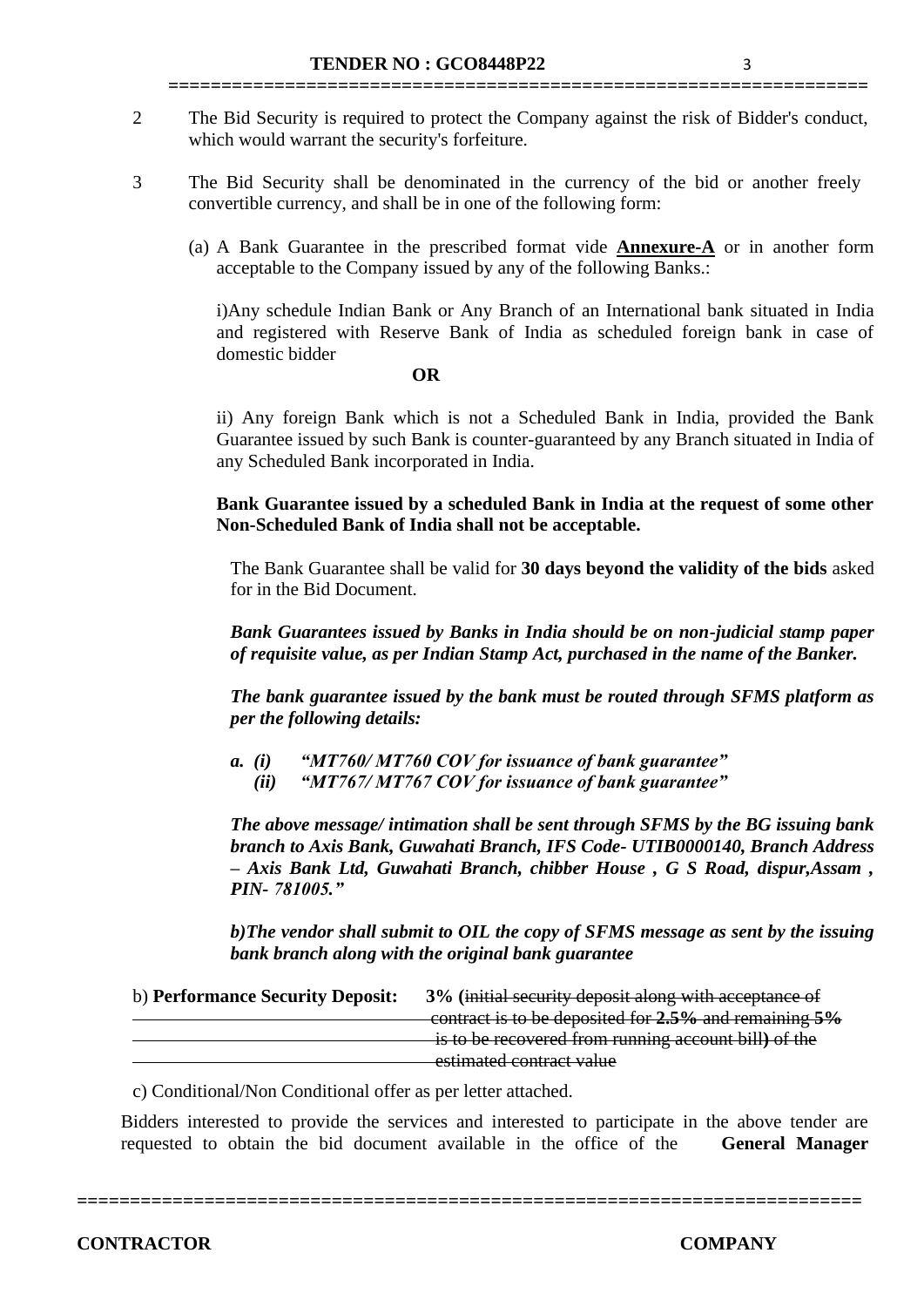2 The Bid Security is required to protect the Company against the risk of Bidder's conduct, which would warrant the security's forfeiture.

3 The Bid Security shall be denominated in the currency of the bid or another freely convertible currency, and shall be in one of the following form:

(a) A Bank Guarantee in the prescribed format vide **Annexure-A** or in another form acceptable to the Company issued by any of the following Banks.:

i)Any schedule Indian Bank or Any Branch of an International bank situated in India and registered with Reserve Bank of India as scheduled foreign bank in case of domestic bidder

**OR**

ii) Any foreign Bank which is not a Scheduled Bank in India, provided the Bank Guarantee issued by such Bank is counter-guaranteed by any Branch situated in India of any Scheduled Bank incorporated in India.

**Bank Guarantee issued by a scheduled Bank in India at the request of some other Non-Scheduled Bank of India shall not be acceptable.**

The Bank Guarantee shall be valid for **30 days beyond the validity of the bids** asked for in the Bid Document.

***Bank Guarantees issued by Banks in India should be on non-judicial stamp paper of requisite value, as per Indian Stamp Act, purchased in the name of the Banker.***

***The bank guarantee issued by the bank must be routed through SFMS platform as per the following details:***

***a. (i) "MT760/ MT760 COV for issuance of bank guarantee"***
***(ii) "MT767/ MT767 COV for issuance of bank guarantee"***

***The above message/ intimation shall be sent through SFMS by the BG issuing bank branch to Axis Bank, Guwahati Branch, IFS Code- UTIB0000140, Branch Address – Axis Bank Ltd, Guwahati Branch, chibber House , G S Road, dispur,Assam , PIN- 781005."***

***b)The vendor shall submit to OIL the copy of SFMS message as sent by the issuing bank branch along with the original bank guarantee***

b) **Performance Security Deposit:** **3% (**~~initial security deposit along with acceptance of contract is to be deposited for **2.5%** and remaining **5%** is to be recovered from running account bill**)** of the estimated contract value~~

c) Conditional/Non Conditional offer as per letter attached.

Bidders interested to provide the services and interested to participate in the above tender are requested to obtain the bid document available in the office of the **General Manager**

**CONTRACTOR** **COMPANY**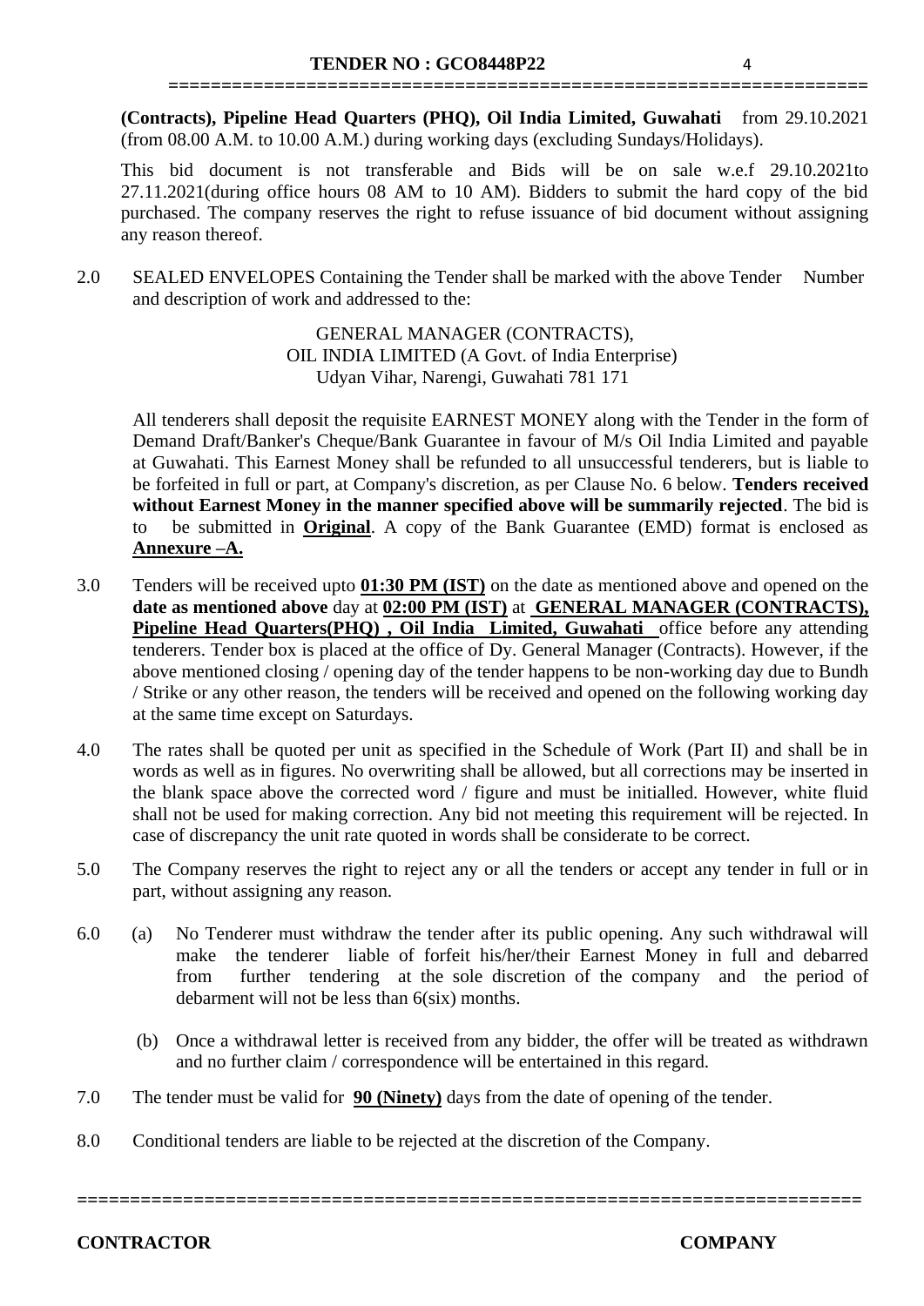**(Contracts), Pipeline Head Quarters (PHQ), Oil India Limited, Guwahati** from 29.10.2021 (from 08.00 A.M. to 10.00 A.M.) during working days (excluding Sundays/Holidays).

This bid document is not transferable and Bids will be on sale w.e.f 29.10.2021to 27.11.2021(during office hours 08 AM to 10 AM). Bidders to submit the hard copy of the bid purchased. The company reserves the right to refuse issuance of bid document without assigning any reason thereof.

2.0 SEALED ENVELOPES Containing the Tender shall be marked with the above Tender Number and description of work and addressed to the:

GENERAL MANAGER (CONTRACTS),
OIL INDIA LIMITED (A Govt. of India Enterprise)
Udyan Vihar, Narengi, Guwahati 781 171

All tenderers shall deposit the requisite EARNEST MONEY along with the Tender in the form of Demand Draft/Banker's Cheque/Bank Guarantee in favour of M/s Oil India Limited and payable at Guwahati. This Earnest Money shall be refunded to all unsuccessful tenderers, but is liable to be forfeited in full or part, at Company's discretion, as per Clause No. 6 below. **Tenders received without Earnest Money in the manner specified above will be summarily rejected**. The bid is to be submitted in **Original**. A copy of the Bank Guarantee (EMD) format is enclosed as **Annexure –A.**

3.0 Tenders will be received upto **01:30 PM (IST)** on the date as mentioned above and opened on the **date as mentioned above** day at **02:00 PM (IST)** at **GENERAL MANAGER (CONTRACTS), Pipeline Head Quarters(PHQ) , Oil India Limited, Guwahati** office before any attending tenderers. Tender box is placed at the office of Dy. General Manager (Contracts). However, if the above mentioned closing / opening day of the tender happens to be non-working day due to Bundh / Strike or any other reason, the tenders will be received and opened on the following working day at the same time except on Saturdays.

4.0 The rates shall be quoted per unit as specified in the Schedule of Work (Part II) and shall be in words as well as in figures. No overwriting shall be allowed, but all corrections may be inserted in the blank space above the corrected word / figure and must be initialled. However, white fluid shall not be used for making correction. Any bid not meeting this requirement will be rejected. In case of discrepancy the unit rate quoted in words shall be considerate to be correct.

5.0 The Company reserves the right to reject any or all the tenders or accept any tender in full or in part, without assigning any reason.

6.0 (a) No Tenderer must withdraw the tender after its public opening. Any such withdrawal will make the tenderer liable of forfeit his/her/their Earnest Money in full and debarred from further tendering at the sole discretion of the company and the period of debarment will not be less than 6(six) months.

(b) Once a withdrawal letter is received from any bidder, the offer will be treated as withdrawn and no further claim / correspondence will be entertained in this regard.

7.0 The tender must be valid for **90 (Ninety)** days from the date of opening of the tender.

8.0 Conditional tenders are liable to be rejected at the discretion of the Company.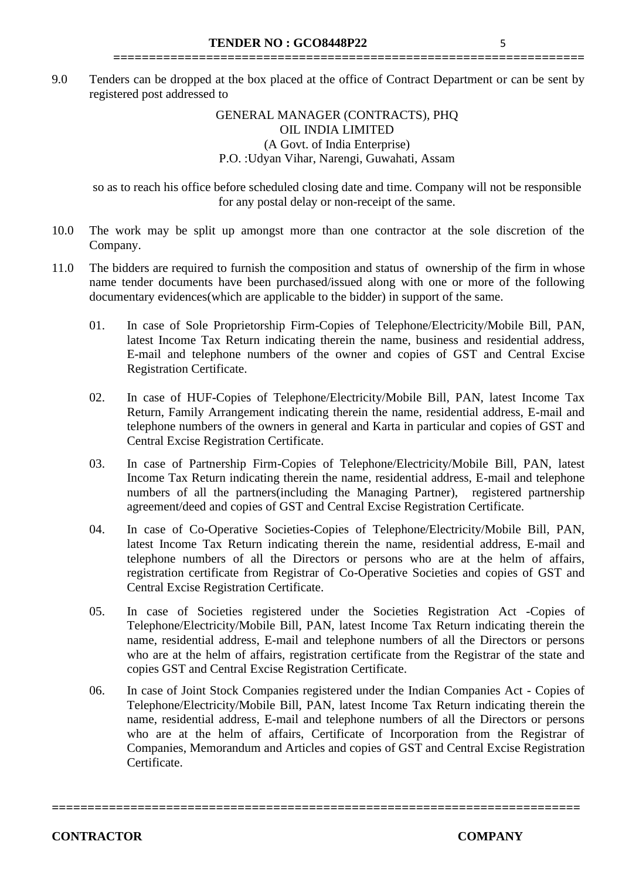9.0 Tenders can be dropped at the box placed at the office of Contract Department or can be sent by registered post addressed to

GENERAL MANAGER (CONTRACTS), PHQ
OIL INDIA LIMITED
(A Govt. of India Enterprise)
P.O. :Udyan Vihar, Narengi, Guwahati, Assam

so as to reach his office before scheduled closing date and time. Company will not be responsible for any postal delay or non-receipt of the same.

10.0 The work may be split up amongst more than one contractor at the sole discretion of the Company.

11.0 The bidders are required to furnish the composition and status of ownership of the firm in whose name tender documents have been purchased/issued along with one or more of the following documentary evidences(which are applicable to the bidder) in support of the same.

01. In case of Sole Proprietorship Firm-Copies of Telephone/Electricity/Mobile Bill, PAN, latest Income Tax Return indicating therein the name, business and residential address, E-mail and telephone numbers of the owner and copies of GST and Central Excise Registration Certificate.

02. In case of HUF-Copies of Telephone/Electricity/Mobile Bill, PAN, latest Income Tax Return, Family Arrangement indicating therein the name, residential address, E-mail and telephone numbers of the owners in general and Karta in particular and copies of GST and Central Excise Registration Certificate.

03. In case of Partnership Firm-Copies of Telephone/Electricity/Mobile Bill, PAN, latest Income Tax Return indicating therein the name, residential address, E-mail and telephone numbers of all the partners(including the Managing Partner), registered partnership agreement/deed and copies of GST and Central Excise Registration Certificate.

04. In case of Co-Operative Societies-Copies of Telephone/Electricity/Mobile Bill, PAN, latest Income Tax Return indicating therein the name, residential address, E-mail and telephone numbers of all the Directors or persons who are at the helm of affairs, registration certificate from Registrar of Co-Operative Societies and copies of GST and Central Excise Registration Certificate.

05. In case of Societies registered under the Societies Registration Act -Copies of Telephone/Electricity/Mobile Bill, PAN, latest Income Tax Return indicating therein the name, residential address, E-mail and telephone numbers of all the Directors or persons who are at the helm of affairs, registration certificate from the Registrar of the state and copies GST and Central Excise Registration Certificate.

06. In case of Joint Stock Companies registered under the Indian Companies Act - Copies of Telephone/Electricity/Mobile Bill, PAN, latest Income Tax Return indicating therein the name, residential address, E-mail and telephone numbers of all the Directors or persons who are at the helm of affairs, Certificate of Incorporation from the Registrar of Companies, Memorandum and Articles and copies of GST and Central Excise Registration Certificate.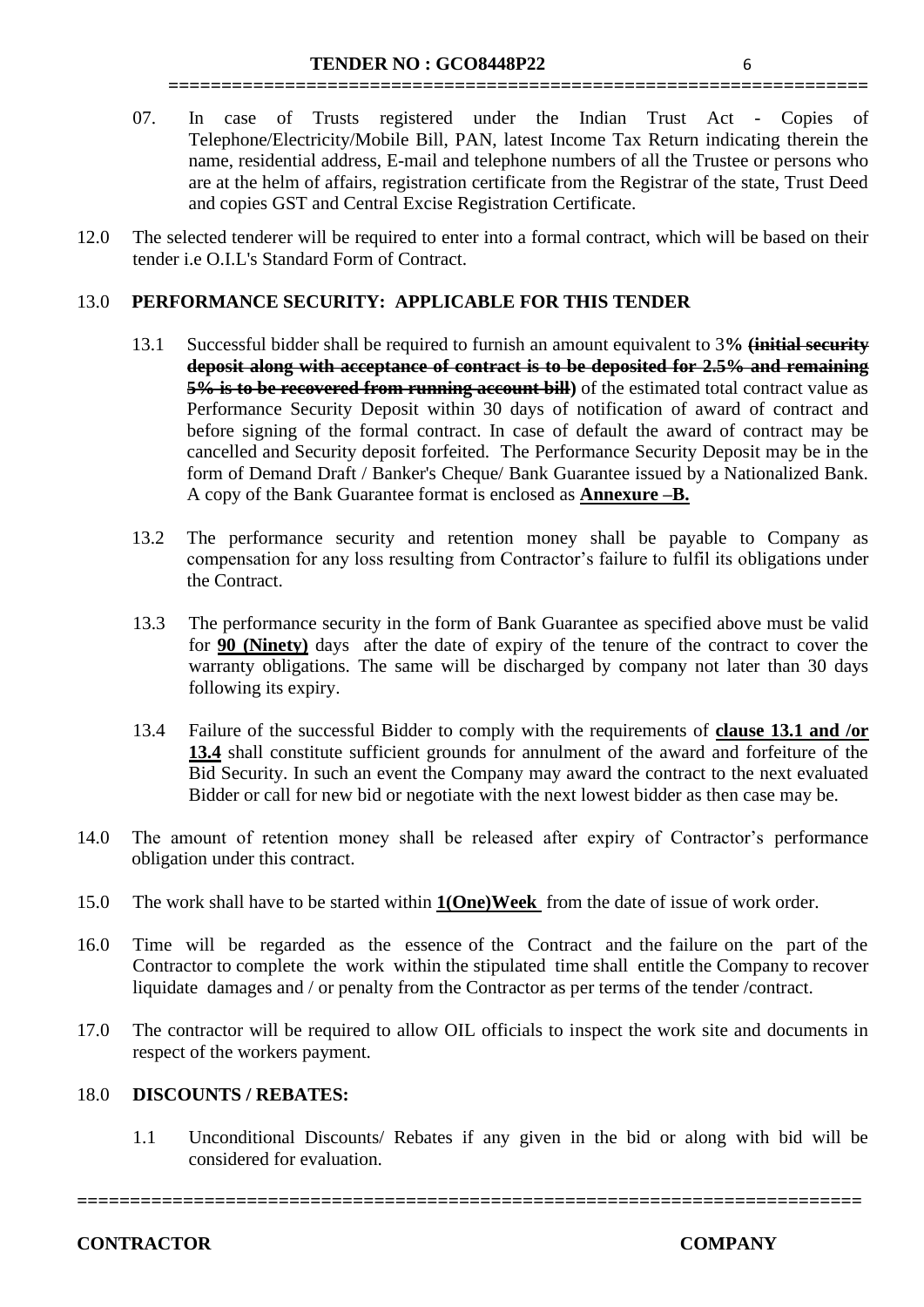07. In case of Trusts registered under the Indian Trust Act - Copies of Telephone/Electricity/Mobile Bill, PAN, latest Income Tax Return indicating therein the name, residential address, E-mail and telephone numbers of all the Trustee or persons who are at the helm of affairs, registration certificate from the Registrar of the state, Trust Deed and copies GST and Central Excise Registration Certificate.

12.0 The selected tenderer will be required to enter into a formal contract, which will be based on their tender i.e O.I.L's Standard Form of Contract.

13.0 **PERFORMANCE SECURITY: APPLICABLE FOR THIS TENDER**

13.1 Successful bidder shall be required to furnish an amount equivalent to 3**% ~~(initial security deposit along with acceptance of contract is to be deposited for 2.5% and remaining 5% is to be recovered from running account bill)~~** of the estimated total contract value as Performance Security Deposit within 30 days of notification of award of contract and before signing of the formal contract. In case of default the award of contract may be cancelled and Security deposit forfeited. The Performance Security Deposit may be in the form of Demand Draft / Banker's Cheque/ Bank Guarantee issued by a Nationalized Bank. A copy of the Bank Guarantee format is enclosed as **Annexure –B.**

13.2 The performance security and retention money shall be payable to Company as compensation for any loss resulting from Contractor's failure to fulfil its obligations under the Contract.

13.3 The performance security in the form of Bank Guarantee as specified above must be valid for **90 (Ninety)** days after the date of expiry of the tenure of the contract to cover the warranty obligations. The same will be discharged by company not later than 30 days following its expiry.

13.4 Failure of the successful Bidder to comply with the requirements of **clause 13.1 and /or 13.4** shall constitute sufficient grounds for annulment of the award and forfeiture of the Bid Security. In such an event the Company may award the contract to the next evaluated Bidder or call for new bid or negotiate with the next lowest bidder as then case may be.

14.0 The amount of retention money shall be released after expiry of Contractor's performance obligation under this contract.

15.0 The work shall have to be started within **1(One)Week** from the date of issue of work order.

16.0 Time will be regarded as the essence of the Contract and the failure on the part of the Contractor to complete the work within the stipulated time shall entitle the Company to recover liquidate damages and / or penalty from the Contractor as per terms of the tender /contract.

17.0 The contractor will be required to allow OIL officials to inspect the work site and documents in respect of the workers payment.

18.0 **DISCOUNTS / REBATES:**

1.1 Unconditional Discounts/ Rebates if any given in the bid or along with bid will be considered for evaluation.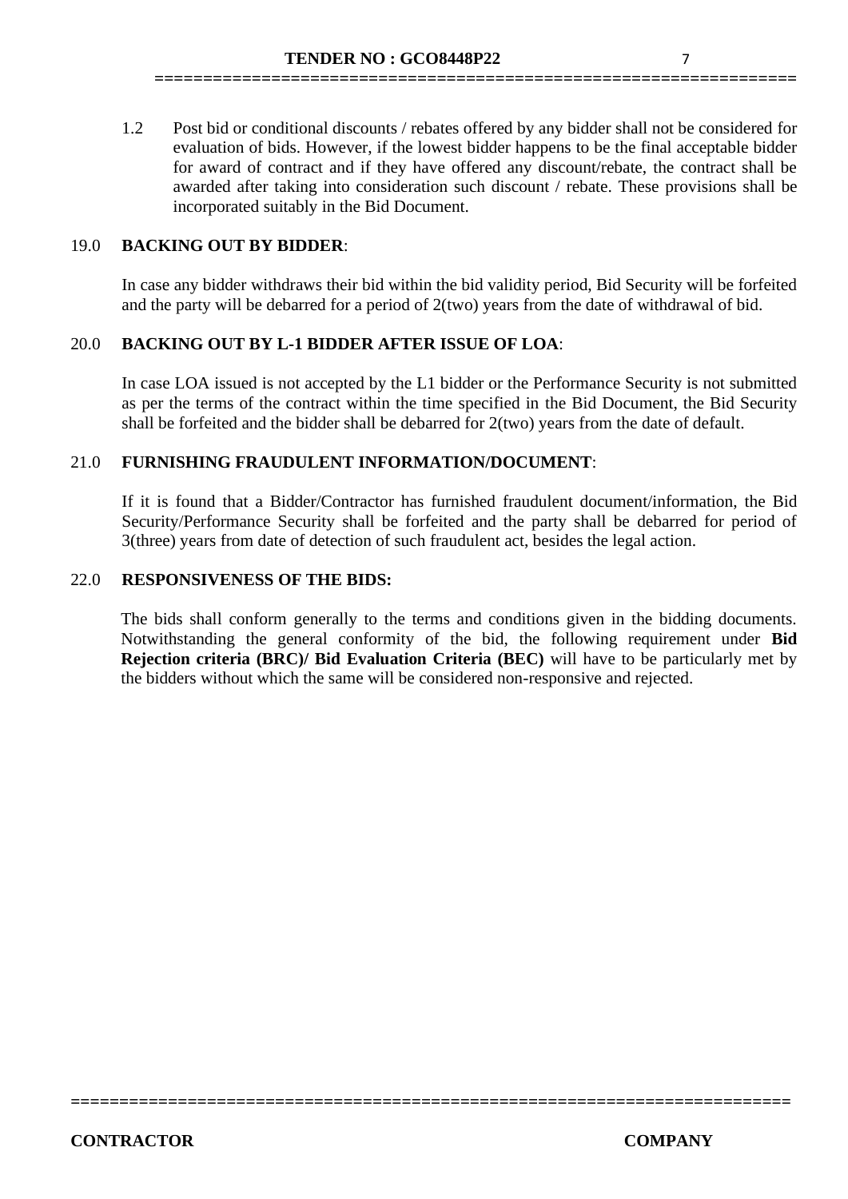1.2 Post bid or conditional discounts / rebates offered by any bidder shall not be considered for evaluation of bids. However, if the lowest bidder happens to be the final acceptable bidder for award of contract and if they have offered any discount/rebate, the contract shall be awarded after taking into consideration such discount / rebate. These provisions shall be incorporated suitably in the Bid Document.

## 19.0 **BACKING OUT BY BIDDER**:

In case any bidder withdraws their bid within the bid validity period, Bid Security will be forfeited and the party will be debarred for a period of 2(two) years from the date of withdrawal of bid.

## 20.0 **BACKING OUT BY L-1 BIDDER AFTER ISSUE OF LOA**:

In case LOA issued is not accepted by the L1 bidder or the Performance Security is not submitted as per the terms of the contract within the time specified in the Bid Document, the Bid Security shall be forfeited and the bidder shall be debarred for 2(two) years from the date of default.

## 21.0 **FURNISHING FRAUDULENT INFORMATION/DOCUMENT**:

If it is found that a Bidder/Contractor has furnished fraudulent document/information, the Bid Security/Performance Security shall be forfeited and the party shall be debarred for period of 3(three) years from date of detection of such fraudulent act, besides the legal action.

## 22.0 **RESPONSIVENESS OF THE BIDS:**

The bids shall conform generally to the terms and conditions given in the bidding documents. Notwithstanding the general conformity of the bid, the following requirement under **Bid Rejection criteria (BRC)/ Bid Evaluation Criteria (BEC)** will have to be particularly met by the bidders without which the same will be considered non-responsive and rejected.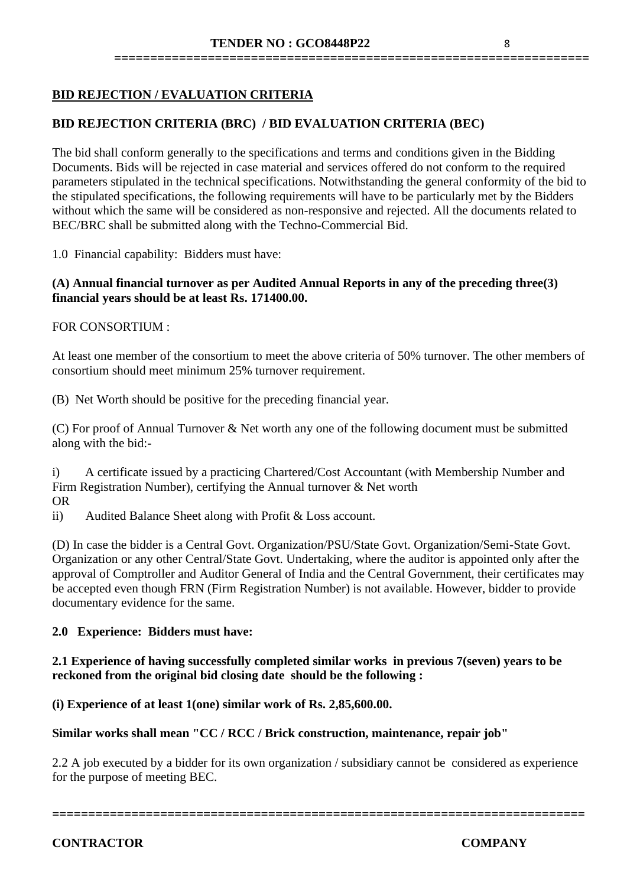## BID REJECTION / EVALUATION CRITERIA

### BID REJECTION CRITERIA (BRC) / BID EVALUATION CRITERIA (BEC)

The bid shall conform generally to the specifications and terms and conditions given in the Bidding Documents. Bids will be rejected in case material and services offered do not conform to the required parameters stipulated in the technical specifications. Notwithstanding the general conformity of the bid to the stipulated specifications, the following requirements will have to be particularly met by the Bidders without which the same will be considered as non-responsive and rejected. All the documents related to BEC/BRC shall be submitted along with the Techno-Commercial Bid.

1.0 Financial capability: Bidders must have:

**(A) Annual financial turnover as per Audited Annual Reports in any of the preceding three(3) financial years should be at least Rs. 171400.00.**

FOR CONSORTIUM :

At least one member of the consortium to meet the above criteria of 50% turnover. The other members of consortium should meet minimum 25% turnover requirement.

(B) Net Worth should be positive for the preceding financial year.

(C) For proof of Annual Turnover & Net worth any one of the following document must be submitted along with the bid:-

i) A certificate issued by a practicing Chartered/Cost Accountant (with Membership Number and Firm Registration Number), certifying the Annual turnover & Net worth

OR

ii) Audited Balance Sheet along with Profit & Loss account.

(D) In case the bidder is a Central Govt. Organization/PSU/State Govt. Organization/Semi-State Govt. Organization or any other Central/State Govt. Undertaking, where the auditor is appointed only after the approval of Comptroller and Auditor General of India and the Central Government, their certificates may be accepted even though FRN (Firm Registration Number) is not available. However, bidder to provide documentary evidence for the same.

**2.0 Experience: Bidders must have:**

**2.1 Experience of having successfully completed similar works in previous 7(seven) years to be reckoned from the original bid closing date should be the following :**

**(i) Experience of at least 1(one) similar work of Rs. 2,85,600.00.**

**Similar works shall mean "CC / RCC / Brick construction, maintenance, repair job"**

2.2 A job executed by a bidder for its own organization / subsidiary cannot be considered as experience for the purpose of meeting BEC.

**CONTRACTOR** **COMPANY**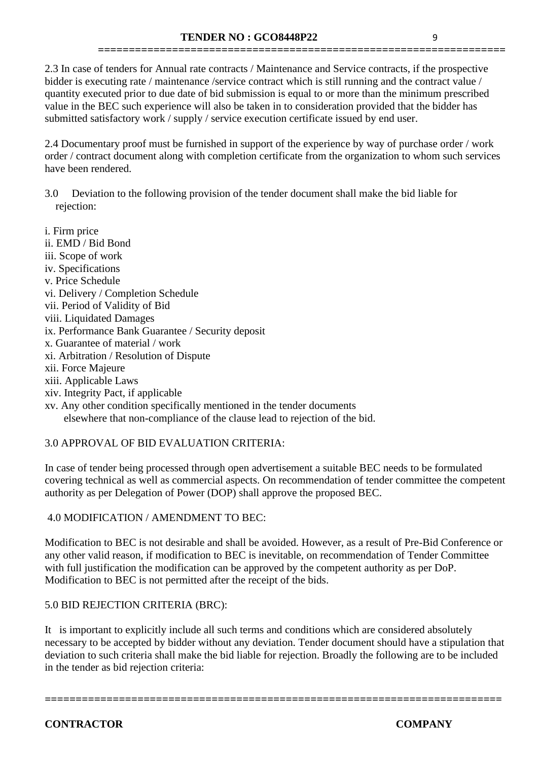2.3 In case of tenders for Annual rate contracts / Maintenance and Service contracts, if the prospective bidder is executing rate / maintenance /service contract which is still running and the contract value / quantity executed prior to due date of bid submission is equal to or more than the minimum prescribed value in the BEC such experience will also be taken in to consideration provided that the bidder has submitted satisfactory work / supply / service execution certificate issued by end user.

2.4 Documentary proof must be furnished in support of the experience by way of purchase order / work order / contract document along with completion certificate from the organization to whom such services have been rendered.

3.0 Deviation to the following provision of the tender document shall make the bid liable for rejection:

i. Firm price
ii. EMD / Bid Bond
iii. Scope of work
iv. Specifications
v. Price Schedule
vi. Delivery / Completion Schedule
vii. Period of Validity of Bid
viii. Liquidated Damages
ix. Performance Bank Guarantee / Security deposit
x. Guarantee of material / work
xi. Arbitration / Resolution of Dispute
xii. Force Majeure
xiii. Applicable Laws
xiv. Integrity Pact, if applicable
xv. Any other condition specifically mentioned in the tender documents elsewhere that non-compliance of the clause lead to rejection of the bid.

3.0 APPROVAL OF BID EVALUATION CRITERIA:

In case of tender being processed through open advertisement a suitable BEC needs to be formulated covering technical as well as commercial aspects. On recommendation of tender committee the competent authority as per Delegation of Power (DOP) shall approve the proposed BEC.

4.0 MODIFICATION / AMENDMENT TO BEC:

Modification to BEC is not desirable and shall be avoided. However, as a result of Pre-Bid Conference or any other valid reason, if modification to BEC is inevitable, on recommendation of Tender Committee with full justification the modification can be approved by the competent authority as per DoP. Modification to BEC is not permitted after the receipt of the bids.

5.0 BID REJECTION CRITERIA (BRC):

It is important to explicitly include all such terms and conditions which are considered absolutely necessary to be accepted by bidder without any deviation. Tender document should have a stipulation that deviation to such criteria shall make the bid liable for rejection. Broadly the following are to be included in the tender as bid rejection criteria: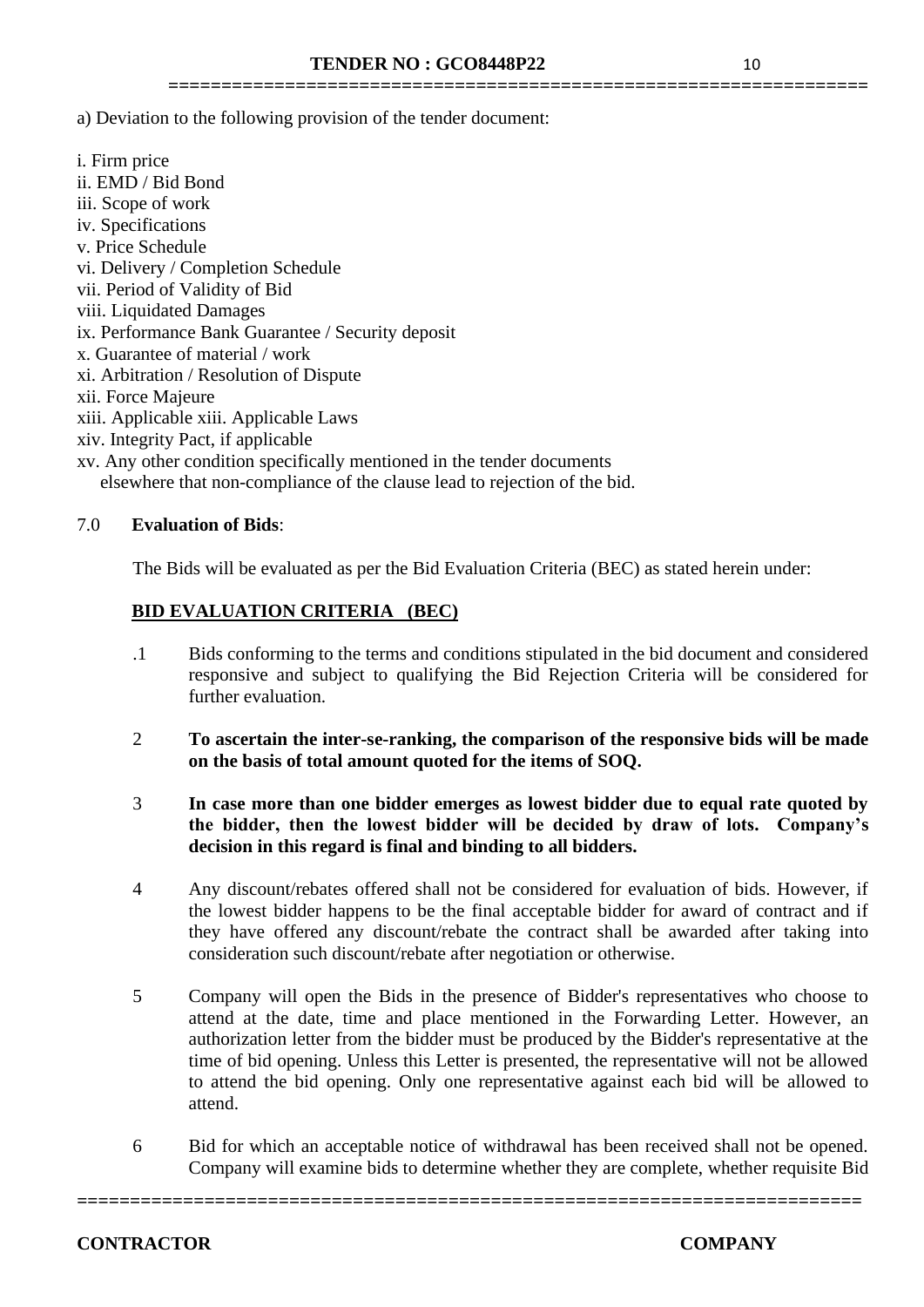a) Deviation to the following provision of the tender document:

i. Firm price
ii. EMD / Bid Bond
iii. Scope of work
iv. Specifications
v. Price Schedule
vi. Delivery / Completion Schedule
vii. Period of Validity of Bid
viii. Liquidated Damages
ix. Performance Bank Guarantee / Security deposit
x. Guarantee of material / work
xi. Arbitration / Resolution of Dispute
xii. Force Majeure
xiii. Applicable xiii. Applicable Laws
xiv. Integrity Pact, if applicable
xv. Any other condition specifically mentioned in the tender documents elsewhere that non-compliance of the clause lead to rejection of the bid.

7.0 **Evaluation of Bids**:

The Bids will be evaluated as per the Bid Evaluation Criteria (BEC) as stated herein under:

**BID EVALUATION CRITERIA (BEC)**

.1 Bids conforming to the terms and conditions stipulated in the bid document and considered responsive and subject to qualifying the Bid Rejection Criteria will be considered for further evaluation.

2 **To ascertain the inter-se-ranking, the comparison of the responsive bids will be made on the basis of total amount quoted for the items of SOQ.**

3 **In case more than one bidder emerges as lowest bidder due to equal rate quoted by the bidder, then the lowest bidder will be decided by draw of lots. Company's decision in this regard is final and binding to all bidders.**

4 Any discount/rebates offered shall not be considered for evaluation of bids. However, if the lowest bidder happens to be the final acceptable bidder for award of contract and if they have offered any discount/rebate the contract shall be awarded after taking into consideration such discount/rebate after negotiation or otherwise.

5 Company will open the Bids in the presence of Bidder's representatives who choose to attend at the date, time and place mentioned in the Forwarding Letter. However, an authorization letter from the bidder must be produced by the Bidder's representative at the time of bid opening. Unless this Letter is presented, the representative will not be allowed to attend the bid opening. Only one representative against each bid will be allowed to attend.

6 Bid for which an acceptable notice of withdrawal has been received shall not be opened. Company will examine bids to determine whether they are complete, whether requisite Bid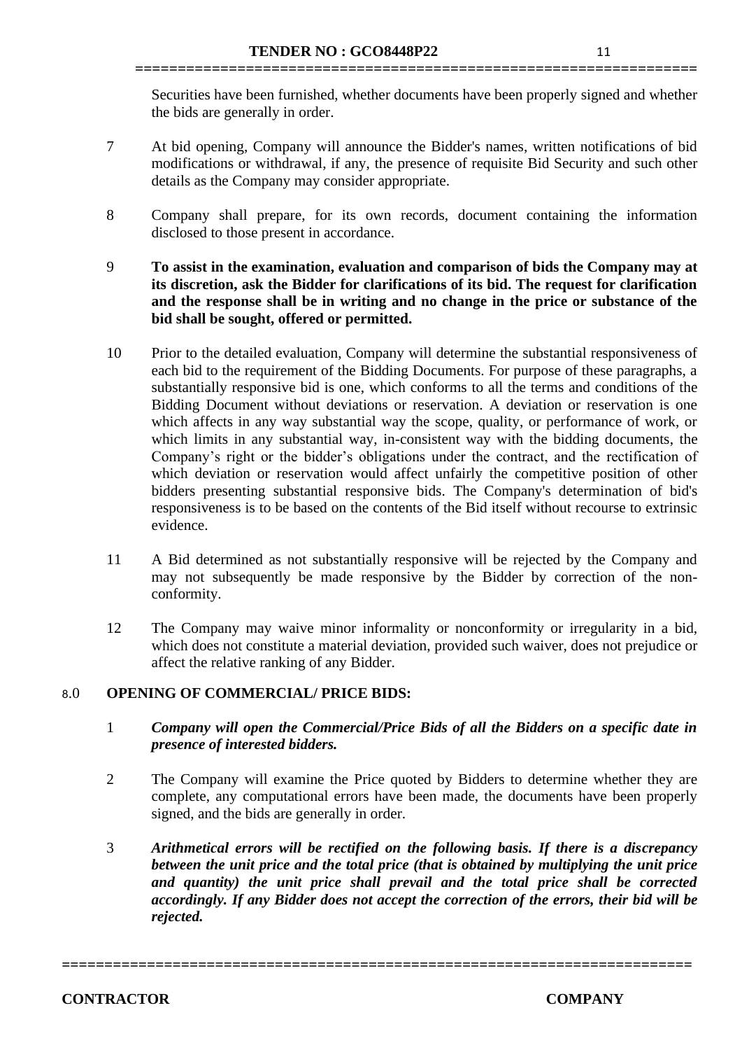Securities have been furnished, whether documents have been properly signed and whether the bids are generally in order.

7 At bid opening, Company will announce the Bidder's names, written notifications of bid modifications or withdrawal, if any, the presence of requisite Bid Security and such other details as the Company may consider appropriate.

8 Company shall prepare, for its own records, document containing the information disclosed to those present in accordance.

9 **To assist in the examination, evaluation and comparison of bids the Company may at its discretion, ask the Bidder for clarifications of its bid. The request for clarification and the response shall be in writing and no change in the price or substance of the bid shall be sought, offered or permitted.**

10 Prior to the detailed evaluation, Company will determine the substantial responsiveness of each bid to the requirement of the Bidding Documents. For purpose of these paragraphs, a substantially responsive bid is one, which conforms to all the terms and conditions of the Bidding Document without deviations or reservation. A deviation or reservation is one which affects in any way substantial way the scope, quality, or performance of work, or which limits in any substantial way, in-consistent way with the bidding documents, the Company's right or the bidder's obligations under the contract, and the rectification of which deviation or reservation would affect unfairly the competitive position of other bidders presenting substantial responsive bids. The Company's determination of bid's responsiveness is to be based on the contents of the Bid itself without recourse to extrinsic evidence.

11 A Bid determined as not substantially responsive will be rejected by the Company and may not subsequently be made responsive by the Bidder by correction of the non-conformity.

12 The Company may waive minor informality or nonconformity or irregularity in a bid, which does not constitute a material deviation, provided such waiver, does not prejudice or affect the relative ranking of any Bidder.

## 8.0 OPENING OF COMMERCIAL/ PRICE BIDS:

1 ***Company will open the Commercial/Price Bids of all the Bidders on a specific date in presence of interested bidders.***

2 The Company will examine the Price quoted by Bidders to determine whether they are complete, any computational errors have been made, the documents have been properly signed, and the bids are generally in order.

3 ***Arithmetical errors will be rectified on the following basis. If there is a discrepancy between the unit price and the total price (that is obtained by multiplying the unit price and quantity) the unit price shall prevail and the total price shall be corrected accordingly. If any Bidder does not accept the correction of the errors, their bid will be rejected.***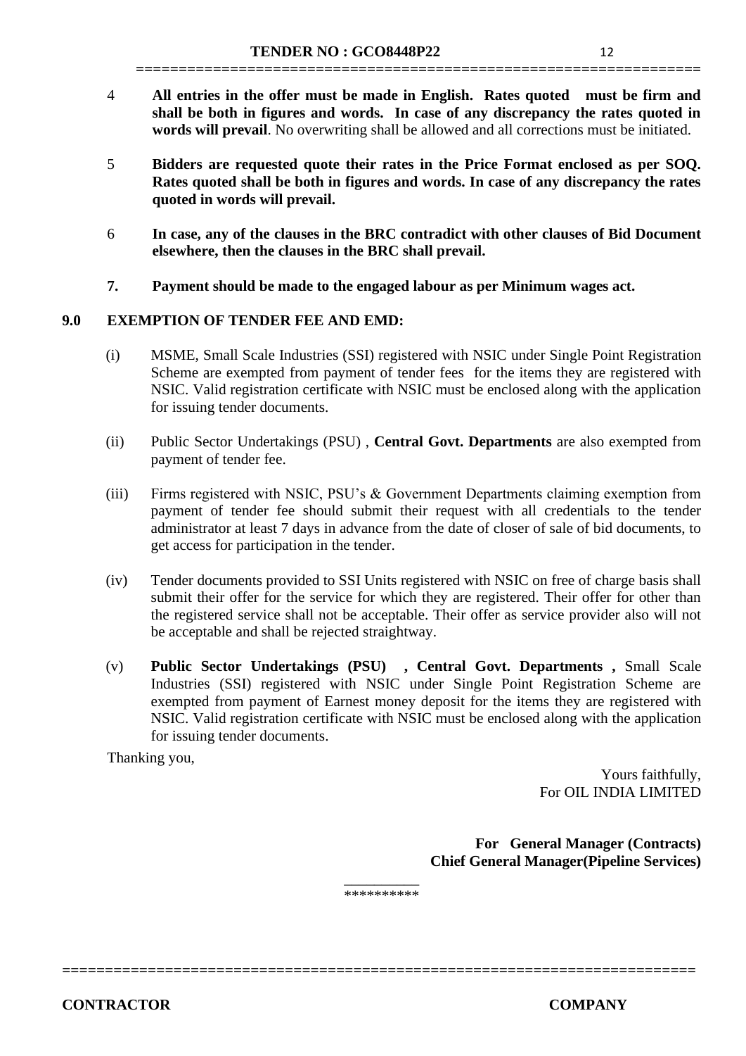4 **All entries in the offer must be made in English. Rates quoted must be firm and shall be both in figures and words. In case of any discrepancy the rates quoted in words will prevail**. No overwriting shall be allowed and all corrections must be initiated.

5 **Bidders are requested quote their rates in the Price Format enclosed as per SOQ. Rates quoted shall be both in figures and words. In case of any discrepancy the rates quoted in words will prevail.**

6 **In case, any of the clauses in the BRC contradict with other clauses of Bid Document elsewhere, then the clauses in the BRC shall prevail.**

**7. Payment should be made to the engaged labour as per Minimum wages act.**

## 9.0 EXEMPTION OF TENDER FEE AND EMD:

(i) MSME, Small Scale Industries (SSI) registered with NSIC under Single Point Registration Scheme are exempted from payment of tender fees for the items they are registered with NSIC. Valid registration certificate with NSIC must be enclosed along with the application for issuing tender documents.

(ii) Public Sector Undertakings (PSU) , **Central Govt. Departments** are also exempted from payment of tender fee.

(iii) Firms registered with NSIC, PSU's & Government Departments claiming exemption from payment of tender fee should submit their request with all credentials to the tender administrator at least 7 days in advance from the date of closer of sale of bid documents, to get access for participation in the tender.

(iv) Tender documents provided to SSI Units registered with NSIC on free of charge basis shall submit their offer for the service for which they are registered. Their offer for other than the registered service shall not be acceptable. Their offer as service provider also will not be acceptable and shall be rejected straightway.

(v) **Public Sector Undertakings (PSU) , Central Govt. Departments ,** Small Scale Industries (SSI) registered with NSIC under Single Point Registration Scheme are exempted from payment of Earnest money deposit for the items they are registered with NSIC. Valid registration certificate with NSIC must be enclosed along with the application for issuing tender documents.

Thanking you,

Yours faithfully,
For OIL INDIA LIMITED

**For General Manager (Contracts)**
**Chief General Manager(Pipeline Services)**

__________
**********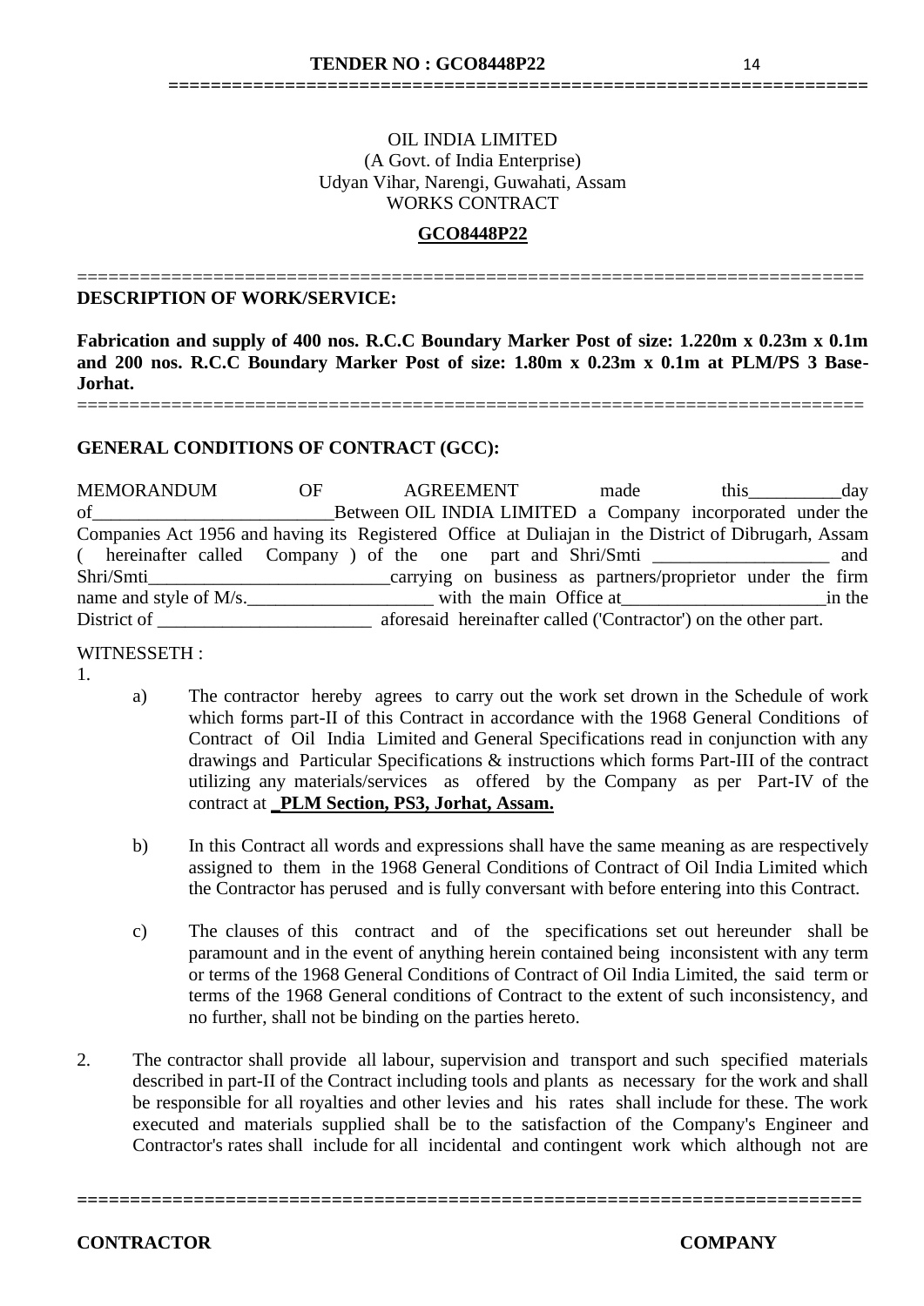OIL INDIA LIMITED
(A Govt. of India Enterprise)
Udyan Vihar, Narengi, Guwahati, Assam
WORKS CONTRACT

**GCO8448P22**

---

**DESCRIPTION OF WORK/SERVICE:**

**Fabrication and supply of 400 nos. R.C.C Boundary Marker Post of size: 1.220m x 0.23m x 0.1m and 200 nos. R.C.C Boundary Marker Post of size: 1.80m x 0.23m x 0.1m at PLM/PS 3 Base-Jorhat.**

---

**GENERAL CONDITIONS OF CONTRACT (GCC):**

MEMORANDUM OF AGREEMENT made this__________day of__________________________Between OIL INDIA LIMITED a Company incorporated under the Companies Act 1956 and having its Registered Office at Duliajan in the District of Dibrugarh, Assam ( hereinafter called Company ) of the one part and Shri/Smti ___________________ and Shri/Smti__________________________carrying on business as partners/proprietor under the firm name and style of M/s.____________________ with the main Office at______________________in the District of _______________________ aforesaid hereinafter called ('Contractor') on the other part.

WITNESSETH :

1.

a) The contractor hereby agrees to carry out the work set drown in the Schedule of work which forms part-II of this Contract in accordance with the 1968 General Conditions of Contract of Oil India Limited and General Specifications read in conjunction with any drawings and Particular Specifications & instructions which forms Part-III of the contract utilizing any materials/services as offered by the Company as per Part-IV of the contract at **_PLM Section, PS3, Jorhat, Assam.**

b) In this Contract all words and expressions shall have the same meaning as are respectively assigned to them in the 1968 General Conditions of Contract of Oil India Limited which the Contractor has perused and is fully conversant with before entering into this Contract.

c) The clauses of this contract and of the specifications set out hereunder shall be paramount and in the event of anything herein contained being inconsistent with any term or terms of the 1968 General Conditions of Contract of Oil India Limited, the said term or terms of the 1968 General conditions of Contract to the extent of such inconsistency, and no further, shall not be binding on the parties hereto.

2. The contractor shall provide all labour, supervision and transport and such specified materials described in part-II of the Contract including tools and plants as necessary for the work and shall be responsible for all royalties and other levies and his rates shall include for these. The work executed and materials supplied shall be to the satisfaction of the Company's Engineer and Contractor's rates shall include for all incidental and contingent work which although not are

**CONTRACTOR** **COMPANY**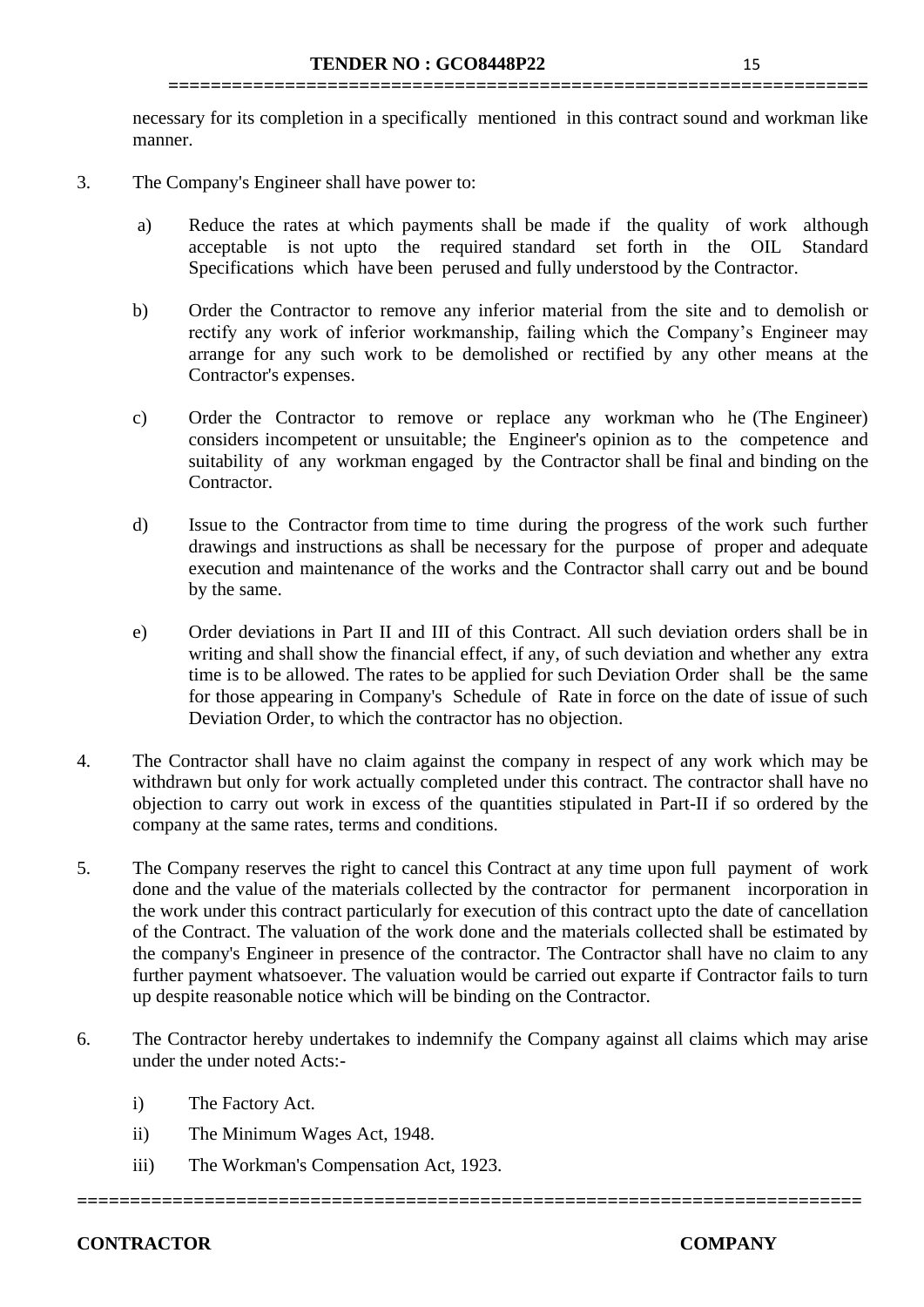necessary for its completion in a specifically mentioned in this contract sound and workman like manner.

3. The Company's Engineer shall have power to:

   a) Reduce the rates at which payments shall be made if the quality of work although acceptable is not upto the required standard set forth in the OIL Standard Specifications which have been perused and fully understood by the Contractor.

   b) Order the Contractor to remove any inferior material from the site and to demolish or rectify any work of inferior workmanship, failing which the Company's Engineer may arrange for any such work to be demolished or rectified by any other means at the Contractor's expenses.

   c) Order the Contractor to remove or replace any workman who he (The Engineer) considers incompetent or unsuitable; the Engineer's opinion as to the competence and suitability of any workman engaged by the Contractor shall be final and binding on the Contractor.

   d) Issue to the Contractor from time to time during the progress of the work such further drawings and instructions as shall be necessary for the purpose of proper and adequate execution and maintenance of the works and the Contractor shall carry out and be bound by the same.

   e) Order deviations in Part II and III of this Contract. All such deviation orders shall be in writing and shall show the financial effect, if any, of such deviation and whether any extra time is to be allowed. The rates to be applied for such Deviation Order shall be the same for those appearing in Company's Schedule of Rate in force on the date of issue of such Deviation Order, to which the contractor has no objection.

4. The Contractor shall have no claim against the company in respect of any work which may be withdrawn but only for work actually completed under this contract. The contractor shall have no objection to carry out work in excess of the quantities stipulated in Part-II if so ordered by the company at the same rates, terms and conditions.

5. The Company reserves the right to cancel this Contract at any time upon full payment of work done and the value of the materials collected by the contractor for permanent incorporation in the work under this contract particularly for execution of this contract upto the date of cancellation of the Contract. The valuation of the work done and the materials collected shall be estimated by the company's Engineer in presence of the contractor. The Contractor shall have no claim to any further payment whatsoever. The valuation would be carried out exparte if Contractor fails to turn up despite reasonable notice which will be binding on the Contractor.

6. The Contractor hereby undertakes to indemnify the Company against all claims which may arise under the under noted Acts:-

   i) The Factory Act.

   ii) The Minimum Wages Act, 1948.

   iii) The Workman's Compensation Act, 1923.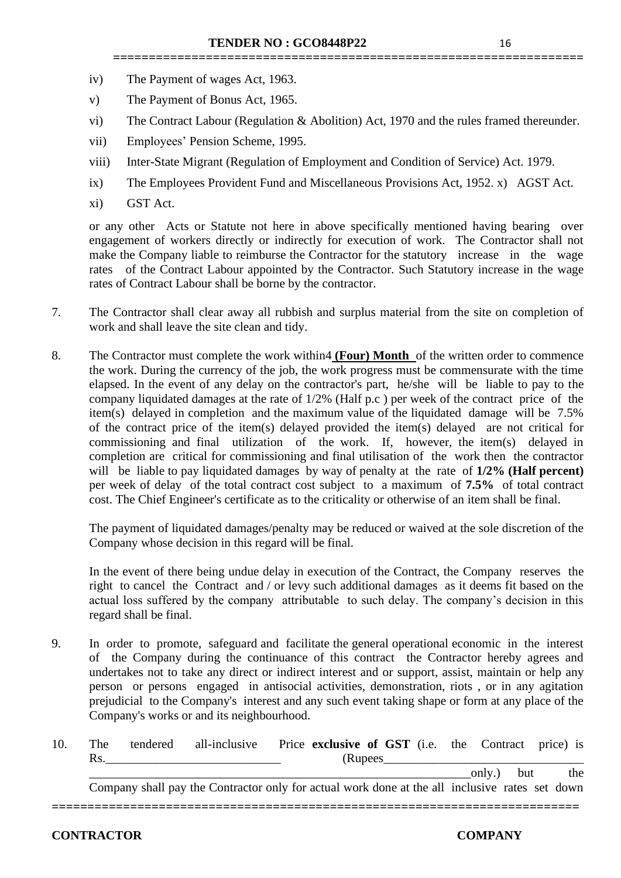iv) The Payment of wages Act, 1963.

v) The Payment of Bonus Act, 1965.

vi) The Contract Labour (Regulation & Abolition) Act, 1970 and the rules framed thereunder.

vii) Employees' Pension Scheme, 1995.

viii) Inter-State Migrant (Regulation of Employment and Condition of Service) Act. 1979.

ix) The Employees Provident Fund and Miscellaneous Provisions Act, 1952. x) AGST Act.

xi) GST Act.

or any other Acts or Statute not here in above specifically mentioned having bearing over engagement of workers directly or indirectly for execution of work. The Contractor shall not make the Company liable to reimburse the Contractor for the statutory increase in the wage rates of the Contract Labour appointed by the Contractor. Such Statutory increase in the wage rates of Contract Labour shall be borne by the contractor.

7. The Contractor shall clear away all rubbish and surplus material from the site on completion of work and shall leave the site clean and tidy.

8. The Contractor must complete the work within4 **(Four) Month** of the written order to commence the work. During the currency of the job, the work progress must be commensurate with the time elapsed. In the event of any delay on the contractor's part, he/she will be liable to pay to the company liquidated damages at the rate of 1/2% (Half p.c ) per week of the contract price of the item(s) delayed in completion and the maximum value of the liquidated damage will be 7.5% of the contract price of the item(s) delayed provided the item(s) delayed are not critical for commissioning and final utilization of the work. If, however, the item(s) delayed in completion are critical for commissioning and final utilisation of the work then the contractor will be liable to pay liquidated damages by way of penalty at the rate of **1/2% (Half percent)** per week of delay of the total contract cost subject to a maximum of **7.5%** of total contract cost. The Chief Engineer's certificate as to the criticality or otherwise of an item shall be final.

The payment of liquidated damages/penalty may be reduced or waived at the sole discretion of the Company whose decision in this regard will be final.

In the event of there being undue delay in execution of the Contract, the Company reserves the right to cancel the Contract and / or levy such additional damages as it deems fit based on the actual loss suffered by the company attributable to such delay. The company's decision in this regard shall be final.

9. In order to promote, safeguard and facilitate the general operational economic in the interest of the Company during the continuance of this contract the Contractor hereby agrees and undertakes not to take any direct or indirect interest and or support, assist, maintain or help any person or persons engaged in antisocial activities, demonstration, riots , or in any agitation prejudicial to the Company's interest and any such event taking shape or form at any place of the Company's works or and its neighbourhood.

10. The tendered all-inclusive Price **exclusive of GST** (i.e. the Contract price) is Rs.____________________________ (Rupees________________________________ ______________________________________________________________only.) but the Company shall pay the Contractor only for actual work done at the all inclusive rates set down

**CONTRACTOR** **COMPANY**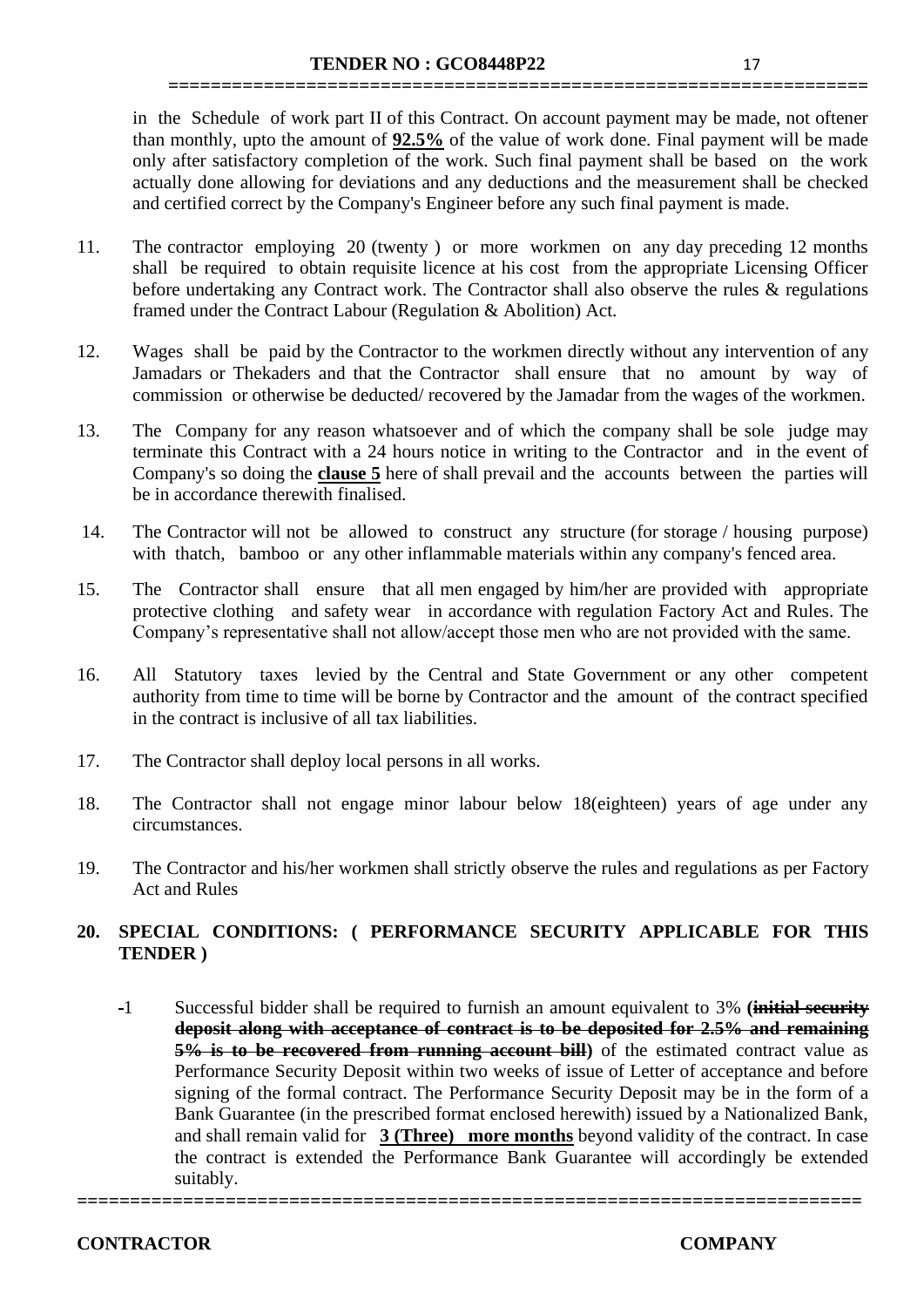in the Schedule of work part II of this Contract. On account payment may be made, not oftener than monthly, upto the amount of **92.5%** of the value of work done. Final payment will be made only after satisfactory completion of the work. Such final payment shall be based on the work actually done allowing for deviations and any deductions and the measurement shall be checked and certified correct by the Company's Engineer before any such final payment is made.

11. The contractor employing 20 (twenty ) or more workmen on any day preceding 12 months shall be required to obtain requisite licence at his cost from the appropriate Licensing Officer before undertaking any Contract work. The Contractor shall also observe the rules & regulations framed under the Contract Labour (Regulation & Abolition) Act.

12. Wages shall be paid by the Contractor to the workmen directly without any intervention of any Jamadars or Thekaders and that the Contractor shall ensure that no amount by way of commission or otherwise be deducted/ recovered by the Jamadar from the wages of the workmen.

13. The Company for any reason whatsoever and of which the company shall be sole judge may terminate this Contract with a 24 hours notice in writing to the Contractor and in the event of Company's so doing the **clause 5** here of shall prevail and the accounts between the parties will be in accordance therewith finalised.

14. The Contractor will not be allowed to construct any structure (for storage / housing purpose) with thatch, bamboo or any other inflammable materials within any company's fenced area.

15. The Contractor shall ensure that all men engaged by him/her are provided with appropriate protective clothing and safety wear in accordance with regulation Factory Act and Rules. The Company's representative shall not allow/accept those men who are not provided with the same.

16. All Statutory taxes levied by the Central and State Government or any other competent authority from time to time will be borne by Contractor and the amount of the contract specified in the contract is inclusive of all tax liabilities.

17. The Contractor shall deploy local persons in all works.

18. The Contractor shall not engage minor labour below 18(eighteen) years of age under any circumstances.

19. The Contractor and his/her workmen shall strictly observe the rules and regulations as per Factory Act and Rules

**20. SPECIAL CONDITIONS: ( PERFORMANCE SECURITY APPLICABLE FOR THIS TENDER )**

-1 Successful bidder shall be required to furnish an amount equivalent to 3% **(~~initial security deposit along with acceptance of contract is to be deposited for 2.5% and remaining 5% is to be recovered from running account bill~~)** of the estimated contract value as Performance Security Deposit within two weeks of issue of Letter of acceptance and before signing of the formal contract. The Performance Security Deposit may be in the form of a Bank Guarantee (in the prescribed format enclosed herewith) issued by a Nationalized Bank, and shall remain valid for **3 (Three) more months** beyond validity of the contract. In case the contract is extended the Performance Bank Guarantee will accordingly be extended suitably.

**CONTRACTOR** **COMPANY**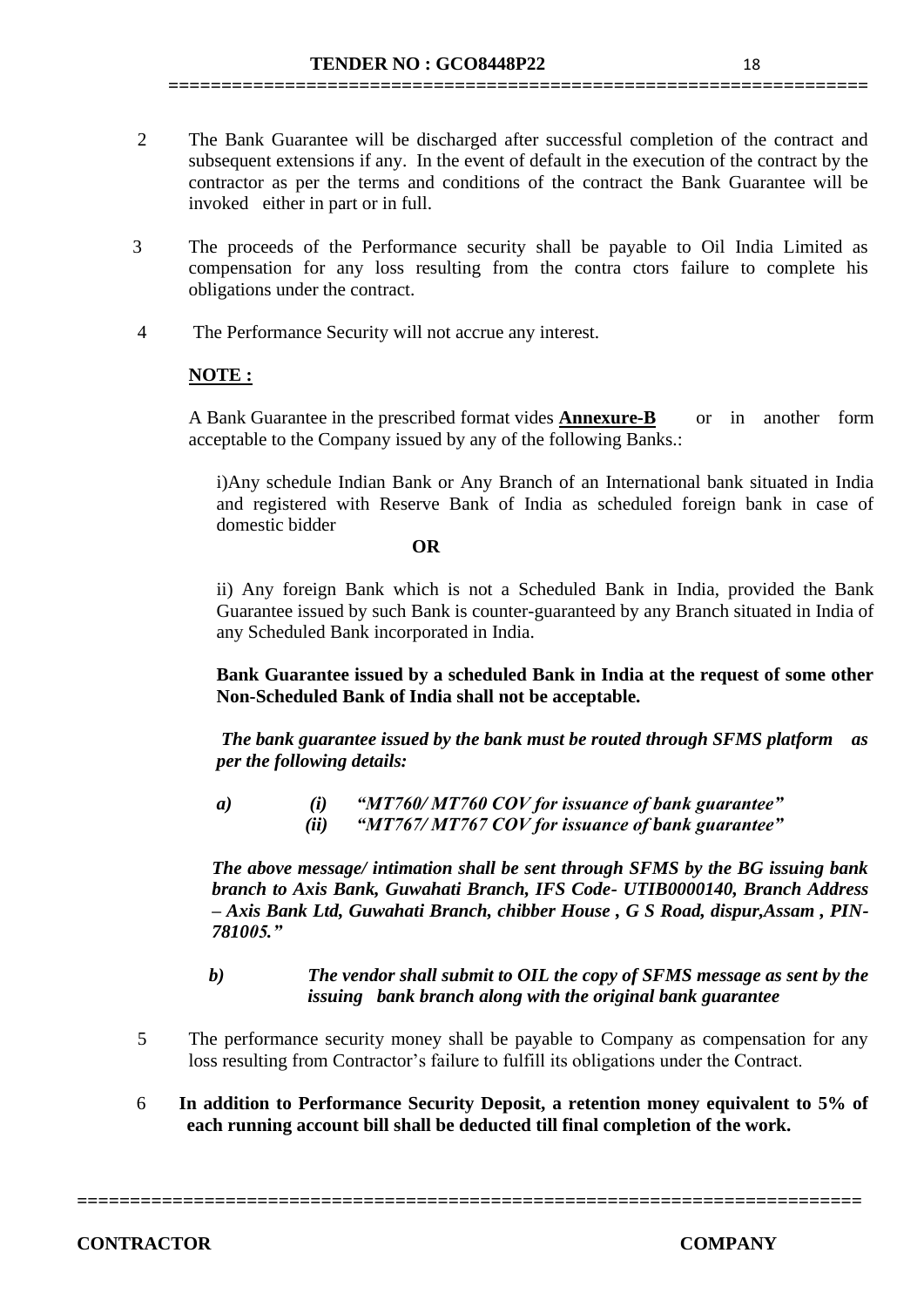2. The Bank Guarantee will be discharged after successful completion of the contract and subsequent extensions if any. In the event of default in the execution of the contract by the contractor as per the terms and conditions of the contract the Bank Guarantee will be invoked either in part or in full.

3. The proceeds of the Performance security shall be payable to Oil India Limited as compensation for any loss resulting from the contra ctors failure to complete his obligations under the contract.

4. The Performance Security will not accrue any interest.

**NOTE :**

A Bank Guarantee in the prescribed format vides **Annexure-B** or in another form acceptable to the Company issued by any of the following Banks.:

i)Any schedule Indian Bank or Any Branch of an International bank situated in India and registered with Reserve Bank of India as scheduled foreign bank in case of domestic bidder

**OR**

ii) Any foreign Bank which is not a Scheduled Bank in India, provided the Bank Guarantee issued by such Bank is counter-guaranteed by any Branch situated in India of any Scheduled Bank incorporated in India.

**Bank Guarantee issued by a scheduled Bank in India at the request of some other Non-Scheduled Bank of India shall not be acceptable.**

***The bank guarantee issued by the bank must be routed through SFMS platform as per the following details:***

***a)*** ***(i) "MT760/ MT760 COV for issuance of bank guarantee"***
***(ii) "MT767/ MT767 COV for issuance of bank guarantee"***

***The above message/ intimation shall be sent through SFMS by the BG issuing bank branch to Axis Bank, Guwahati Branch, IFS Code- UTIB0000140, Branch Address – Axis Bank Ltd, Guwahati Branch, chibber House , G S Road, dispur,Assam , PIN- 781005."***

***b)*** ***The vendor shall submit to OIL the copy of SFMS message as sent by the issuing bank branch along with the original bank guarantee***

5. The performance security money shall be payable to Company as compensation for any loss resulting from Contractor's failure to fulfill its obligations under the Contract.

6. **In addition to Performance Security Deposit, a retention money equivalent to 5% of each running account bill shall be deducted till final completion of the work.**

**CONTRACTOR** **COMPANY**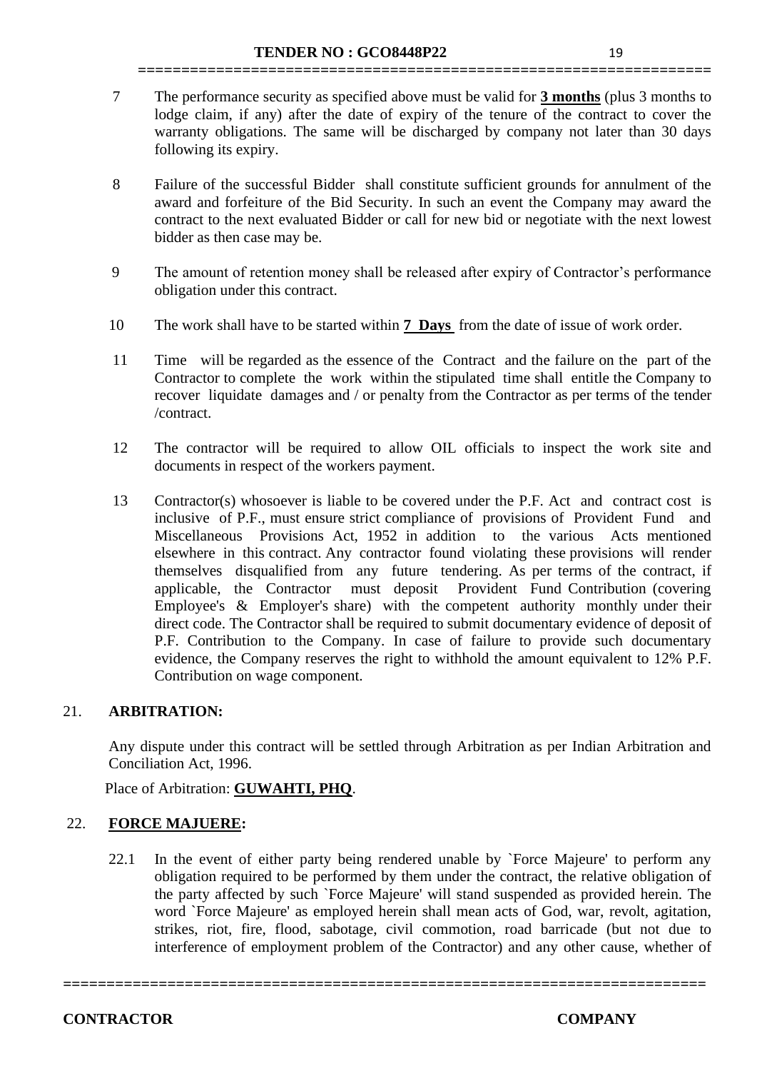7. The performance security as specified above must be valid for **<u>3 months</u>** (plus 3 months to lodge claim, if any) after the date of expiry of the tenure of the contract to cover the warranty obligations. The same will be discharged by company not later than 30 days following its expiry.

8. Failure of the successful Bidder shall constitute sufficient grounds for annulment of the award and forfeiture of the Bid Security. In such an event the Company may award the contract to the next evaluated Bidder or call for new bid or negotiate with the next lowest bidder as then case may be.

9. The amount of retention money shall be released after expiry of Contractor's performance obligation under this contract.

10. The work shall have to be started within **<u>7 Days</u>** from the date of issue of work order.

11. Time will be regarded as the essence of the Contract and the failure on the part of the Contractor to complete the work within the stipulated time shall entitle the Company to recover liquidate damages and / or penalty from the Contractor as per terms of the tender /contract.

12. The contractor will be required to allow OIL officials to inspect the work site and documents in respect of the workers payment.

13. Contractor(s) whosoever is liable to be covered under the P.F. Act and contract cost is inclusive of P.F., must ensure strict compliance of provisions of Provident Fund and Miscellaneous Provisions Act, 1952 in addition to the various Acts mentioned elsewhere in this contract. Any contractor found violating these provisions will render themselves disqualified from any future tendering. As per terms of the contract, if applicable, the Contractor must deposit Provident Fund Contribution (covering Employee's & Employer's share) with the competent authority monthly under their direct code. The Contractor shall be required to submit documentary evidence of deposit of P.F. Contribution to the Company. In case of failure to provide such documentary evidence, the Company reserves the right to withhold the amount equivalent to 12% P.F. Contribution on wage component.

## 21. ARBITRATION:

Any dispute under this contract will be settled through Arbitration as per Indian Arbitration and Conciliation Act, 1996.

Place of Arbitration: **<u>GUWAHTI, PHQ</u>**.

## 22. <u>FORCE MAJUERE</u>:

22.1 In the event of either party being rendered unable by `Force Majeure' to perform any obligation required to be performed by them under the contract, the relative obligation of the party affected by such `Force Majeure' will stand suspended as provided herein. The word `Force Majeure' as employed herein shall mean acts of God, war, revolt, agitation, strikes, riot, fire, flood, sabotage, civil commotion, road barricade (but not due to interference of employment problem of the Contractor) and any other cause, whether of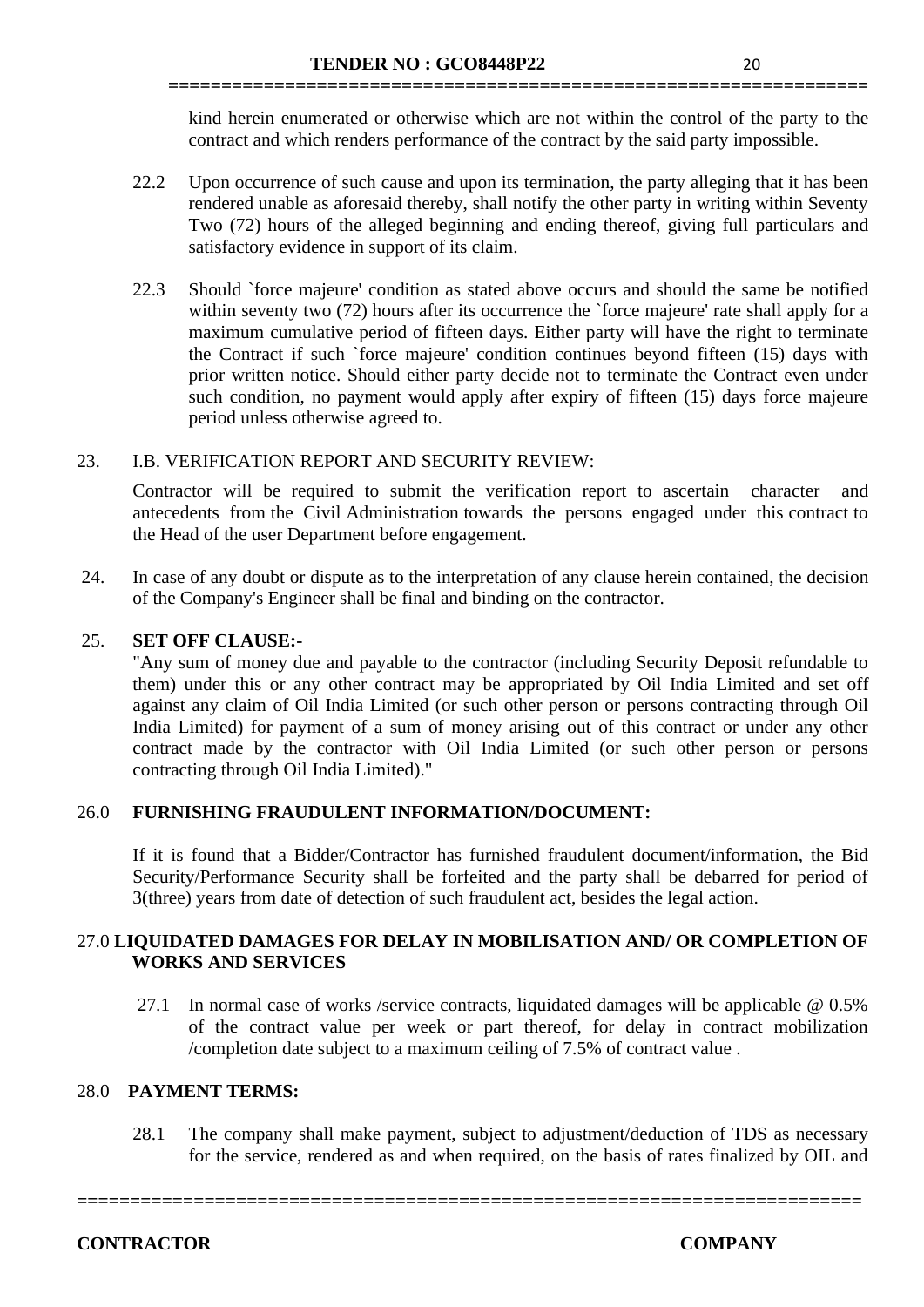kind herein enumerated or otherwise which are not within the control of the party to the contract and which renders performance of the contract by the said party impossible.

22.2 Upon occurrence of such cause and upon its termination, the party alleging that it has been rendered unable as aforesaid thereby, shall notify the other party in writing within Seventy Two (72) hours of the alleged beginning and ending thereof, giving full particulars and satisfactory evidence in support of its claim.

22.3 Should `force majeure' condition as stated above occurs and should the same be notified within seventy two (72) hours after its occurrence the `force majeure' rate shall apply for a maximum cumulative period of fifteen days. Either party will have the right to terminate the Contract if such `force majeure' condition continues beyond fifteen (15) days with prior written notice. Should either party decide not to terminate the Contract even under such condition, no payment would apply after expiry of fifteen (15) days force majeure period unless otherwise agreed to.

23. I.B. VERIFICATION REPORT AND SECURITY REVIEW:

Contractor will be required to submit the verification report to ascertain character and antecedents from the Civil Administration towards the persons engaged under this contract to the Head of the user Department before engagement.

24. In case of any doubt or dispute as to the interpretation of any clause herein contained, the decision of the Company's Engineer shall be final and binding on the contractor.

25. **SET OFF CLAUSE:-**

"Any sum of money due and payable to the contractor (including Security Deposit refundable to them) under this or any other contract may be appropriated by Oil India Limited and set off against any claim of Oil India Limited (or such other person or persons contracting through Oil India Limited) for payment of a sum of money arising out of this contract or under any other contract made by the contractor with Oil India Limited (or such other person or persons contracting through Oil India Limited)."

26.0 **FURNISHING FRAUDULENT INFORMATION/DOCUMENT:**

If it is found that a Bidder/Contractor has furnished fraudulent document/information, the Bid Security/Performance Security shall be forfeited and the party shall be debarred for period of 3(three) years from date of detection of such fraudulent act, besides the legal action.

27.0 **LIQUIDATED DAMAGES FOR DELAY IN MOBILISATION AND/ OR COMPLETION OF WORKS AND SERVICES**

27.1 In normal case of works /service contracts, liquidated damages will be applicable @ 0.5% of the contract value per week or part thereof, for delay in contract mobilization /completion date subject to a maximum ceiling of 7.5% of contract value .

28.0 **PAYMENT TERMS:**

28.1 The company shall make payment, subject to adjustment/deduction of TDS as necessary for the service, rendered as and when required, on the basis of rates finalized by OIL and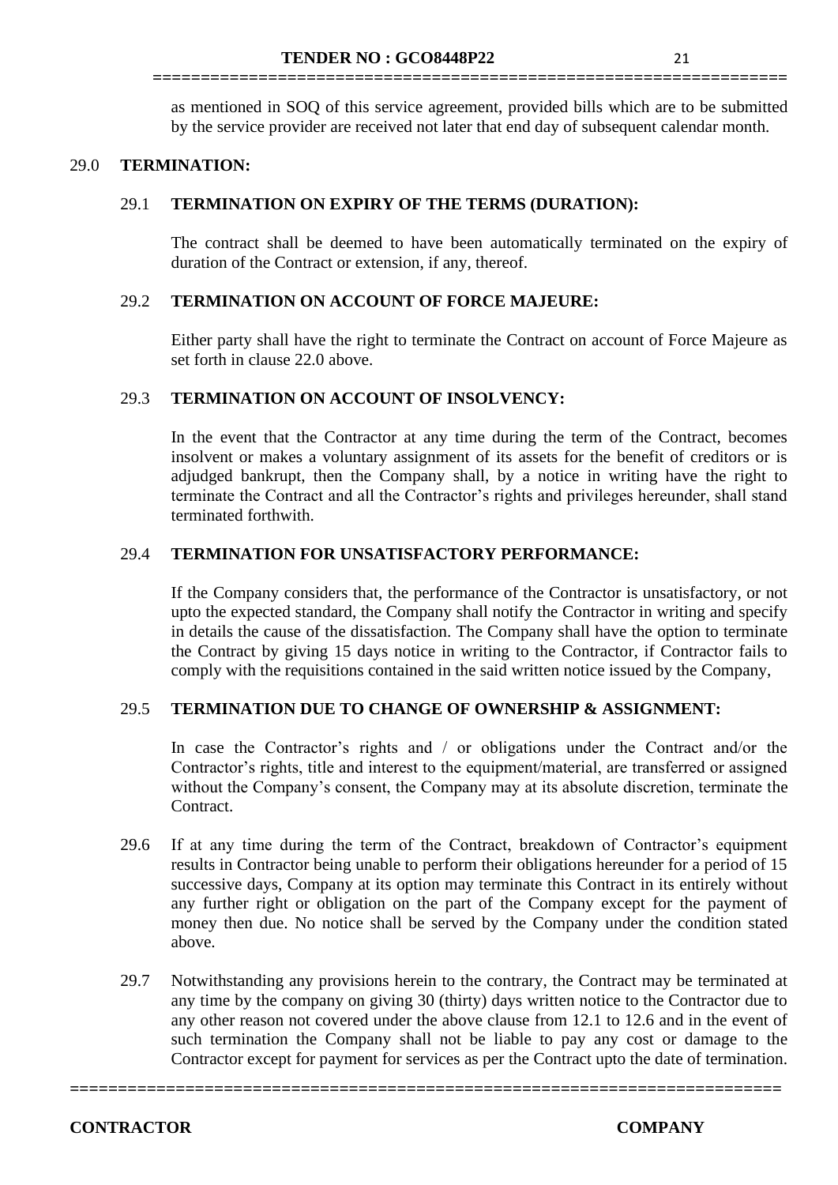as mentioned in SOQ of this service agreement, provided bills which are to be submitted by the service provider are received not later that end day of subsequent calendar month.

## 29.0 TERMINATION:

### 29.1 TERMINATION ON EXPIRY OF THE TERMS (DURATION):

The contract shall be deemed to have been automatically terminated on the expiry of duration of the Contract or extension, if any, thereof.

### 29.2 TERMINATION ON ACCOUNT OF FORCE MAJEURE:

Either party shall have the right to terminate the Contract on account of Force Majeure as set forth in clause 22.0 above.

### 29.3 TERMINATION ON ACCOUNT OF INSOLVENCY:

In the event that the Contractor at any time during the term of the Contract, becomes insolvent or makes a voluntary assignment of its assets for the benefit of creditors or is adjudged bankrupt, then the Company shall, by a notice in writing have the right to terminate the Contract and all the Contractor's rights and privileges hereunder, shall stand terminated forthwith.

### 29.4 TERMINATION FOR UNSATISFACTORY PERFORMANCE:

If the Company considers that, the performance of the Contractor is unsatisfactory, or not upto the expected standard, the Company shall notify the Contractor in writing and specify in details the cause of the dissatisfaction. The Company shall have the option to terminate the Contract by giving 15 days notice in writing to the Contractor, if Contractor fails to comply with the requisitions contained in the said written notice issued by the Company,

### 29.5 TERMINATION DUE TO CHANGE OF OWNERSHIP & ASSIGNMENT:

In case the Contractor's rights and / or obligations under the Contract and/or the Contractor's rights, title and interest to the equipment/material, are transferred or assigned without the Company's consent, the Company may at its absolute discretion, terminate the Contract.

29.6 If at any time during the term of the Contract, breakdown of Contractor's equipment results in Contractor being unable to perform their obligations hereunder for a period of 15 successive days, Company at its option may terminate this Contract in its entirely without any further right or obligation on the part of the Company except for the payment of money then due. No notice shall be served by the Company under the condition stated above.

29.7 Notwithstanding any provisions herein to the contrary, the Contract may be terminated at any time by the company on giving 30 (thirty) days written notice to the Contractor due to any other reason not covered under the above clause from 12.1 to 12.6 and in the event of such termination the Company shall not be liable to pay any cost or damage to the Contractor except for payment for services as per the Contract upto the date of termination.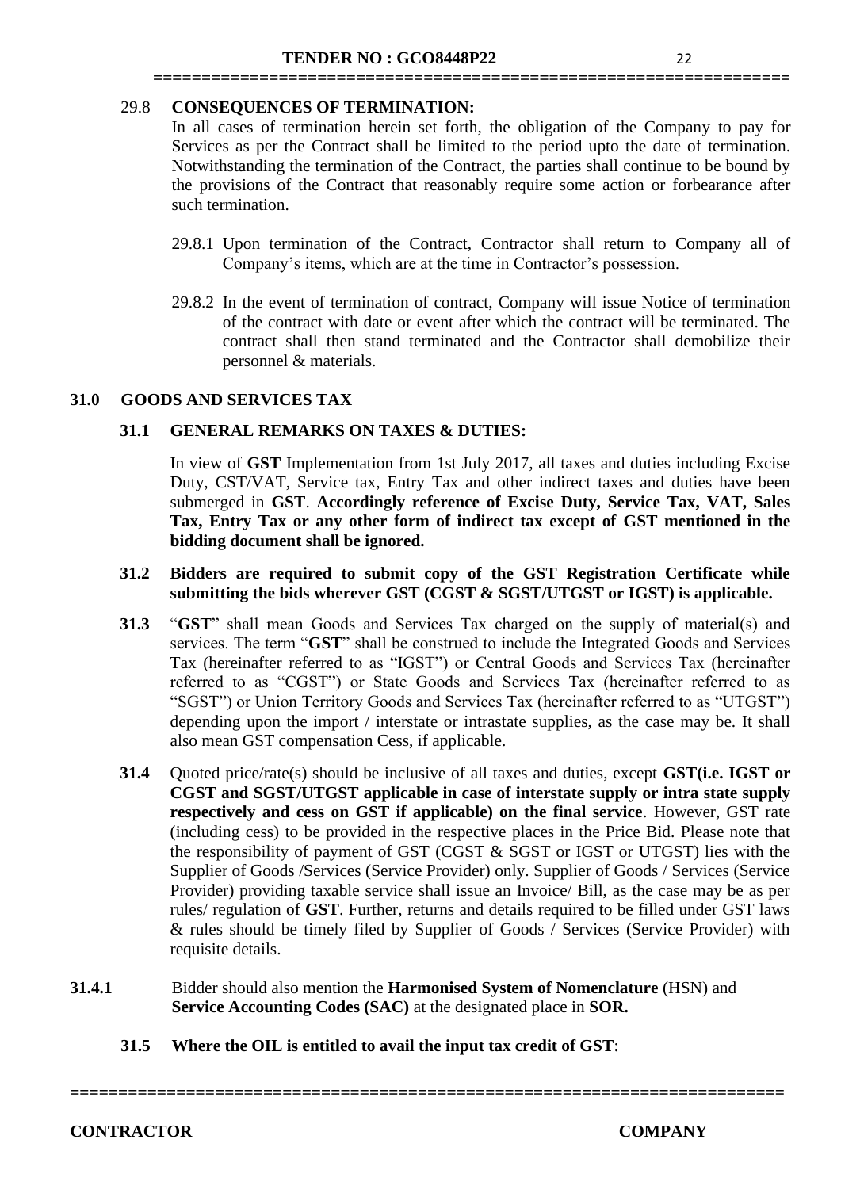### 29.8 CONSEQUENCES OF TERMINATION:

In all cases of termination herein set forth, the obligation of the Company to pay for Services as per the Contract shall be limited to the period upto the date of termination. Notwithstanding the termination of the Contract, the parties shall continue to be bound by the provisions of the Contract that reasonably require some action or forbearance after such termination.

29.8.1 Upon termination of the Contract, Contractor shall return to Company all of Company's items, which are at the time in Contractor's possession.

29.8.2 In the event of termination of contract, Company will issue Notice of termination of the contract with date or event after which the contract will be terminated. The contract shall then stand terminated and the Contractor shall demobilize their personnel & materials.

## 31.0 GOODS AND SERVICES TAX

### 31.1 GENERAL REMARKS ON TAXES & DUTIES:

In view of **GST** Implementation from 1st July 2017, all taxes and duties including Excise Duty, CST/VAT, Service tax, Entry Tax and other indirect taxes and duties have been submerged in **GST**. **Accordingly reference of Excise Duty, Service Tax, VAT, Sales Tax, Entry Tax or any other form of indirect tax except of GST mentioned in the bidding document shall be ignored.**

**31.2 Bidders are required to submit copy of the GST Registration Certificate while submitting the bids wherever GST (CGST & SGST/UTGST or IGST) is applicable.**

**31.3** "**GST**" shall mean Goods and Services Tax charged on the supply of material(s) and services. The term "**GST**" shall be construed to include the Integrated Goods and Services Tax (hereinafter referred to as "IGST") or Central Goods and Services Tax (hereinafter referred to as "CGST") or State Goods and Services Tax (hereinafter referred to as "SGST") or Union Territory Goods and Services Tax (hereinafter referred to as "UTGST") depending upon the import / interstate or intrastate supplies, as the case may be. It shall also mean GST compensation Cess, if applicable.

**31.4** Quoted price/rate(s) should be inclusive of all taxes and duties, except **GST(i.e. IGST or CGST and SGST/UTGST applicable in case of interstate supply or intra state supply respectively and cess on GST if applicable) on the final service**. However, GST rate (including cess) to be provided in the respective places in the Price Bid. Please note that the responsibility of payment of GST (CGST & SGST or IGST or UTGST) lies with the Supplier of Goods /Services (Service Provider) only. Supplier of Goods / Services (Service Provider) providing taxable service shall issue an Invoice/ Bill, as the case may be as per rules/ regulation of **GST**. Further, returns and details required to be filled under GST laws & rules should be timely filed by Supplier of Goods / Services (Service Provider) with requisite details.

**31.4.1** Bidder should also mention the **Harmonised System of Nomenclature** (HSN) and **Service Accounting Codes (SAC)** at the designated place in **SOR.**

**31.5 Where the OIL is entitled to avail the input tax credit of GST**: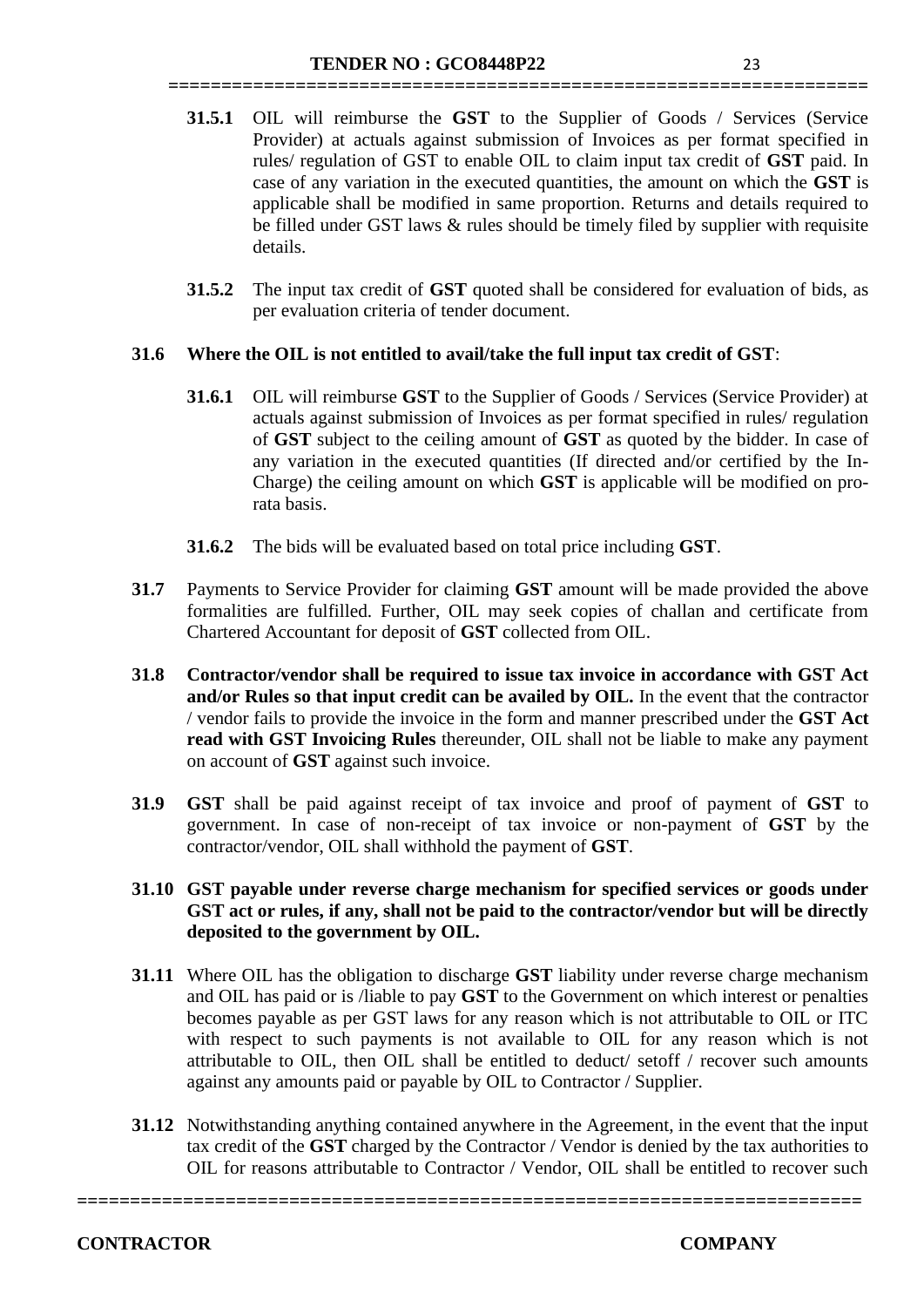**31.5.1** OIL will reimburse the **GST** to the Supplier of Goods / Services (Service Provider) at actuals against submission of Invoices as per format specified in rules/ regulation of GST to enable OIL to claim input tax credit of **GST** paid. In case of any variation in the executed quantities, the amount on which the **GST** is applicable shall be modified in same proportion. Returns and details required to be filled under GST laws & rules should be timely filed by supplier with requisite details.

**31.5.2** The input tax credit of **GST** quoted shall be considered for evaluation of bids, as per evaluation criteria of tender document.

**31.6 Where the OIL is not entitled to avail/take the full input tax credit of GST**:

**31.6.1** OIL will reimburse **GST** to the Supplier of Goods / Services (Service Provider) at actuals against submission of Invoices as per format specified in rules/ regulation of **GST** subject to the ceiling amount of **GST** as quoted by the bidder. In case of any variation in the executed quantities (If directed and/or certified by the In-Charge) the ceiling amount on which **GST** is applicable will be modified on pro-rata basis.

**31.6.2** The bids will be evaluated based on total price including **GST**.

**31.7** Payments to Service Provider for claiming **GST** amount will be made provided the above formalities are fulfilled. Further, OIL may seek copies of challan and certificate from Chartered Accountant for deposit of **GST** collected from OIL.

**31.8** **Contractor/vendor shall be required to issue tax invoice in accordance with GST Act and/or Rules so that input credit can be availed by OIL.** In the event that the contractor / vendor fails to provide the invoice in the form and manner prescribed under the **GST Act read with GST Invoicing Rules** thereunder, OIL shall not be liable to make any payment on account of **GST** against such invoice.

**31.9** **GST** shall be paid against receipt of tax invoice and proof of payment of **GST** to government. In case of non-receipt of tax invoice or non-payment of **GST** by the contractor/vendor, OIL shall withhold the payment of **GST**.

**31.10 GST payable under reverse charge mechanism for specified services or goods under GST act or rules, if any, shall not be paid to the contractor/vendor but will be directly deposited to the government by OIL.**

**31.11** Where OIL has the obligation to discharge **GST** liability under reverse charge mechanism and OIL has paid or is /liable to pay **GST** to the Government on which interest or penalties becomes payable as per GST laws for any reason which is not attributable to OIL or ITC with respect to such payments is not available to OIL for any reason which is not attributable to OIL, then OIL shall be entitled to deduct/ setoff / recover such amounts against any amounts paid or payable by OIL to Contractor / Supplier.

**31.12** Notwithstanding anything contained anywhere in the Agreement, in the event that the input tax credit of the **GST** charged by the Contractor / Vendor is denied by the tax authorities to OIL for reasons attributable to Contractor / Vendor, OIL shall be entitled to recover such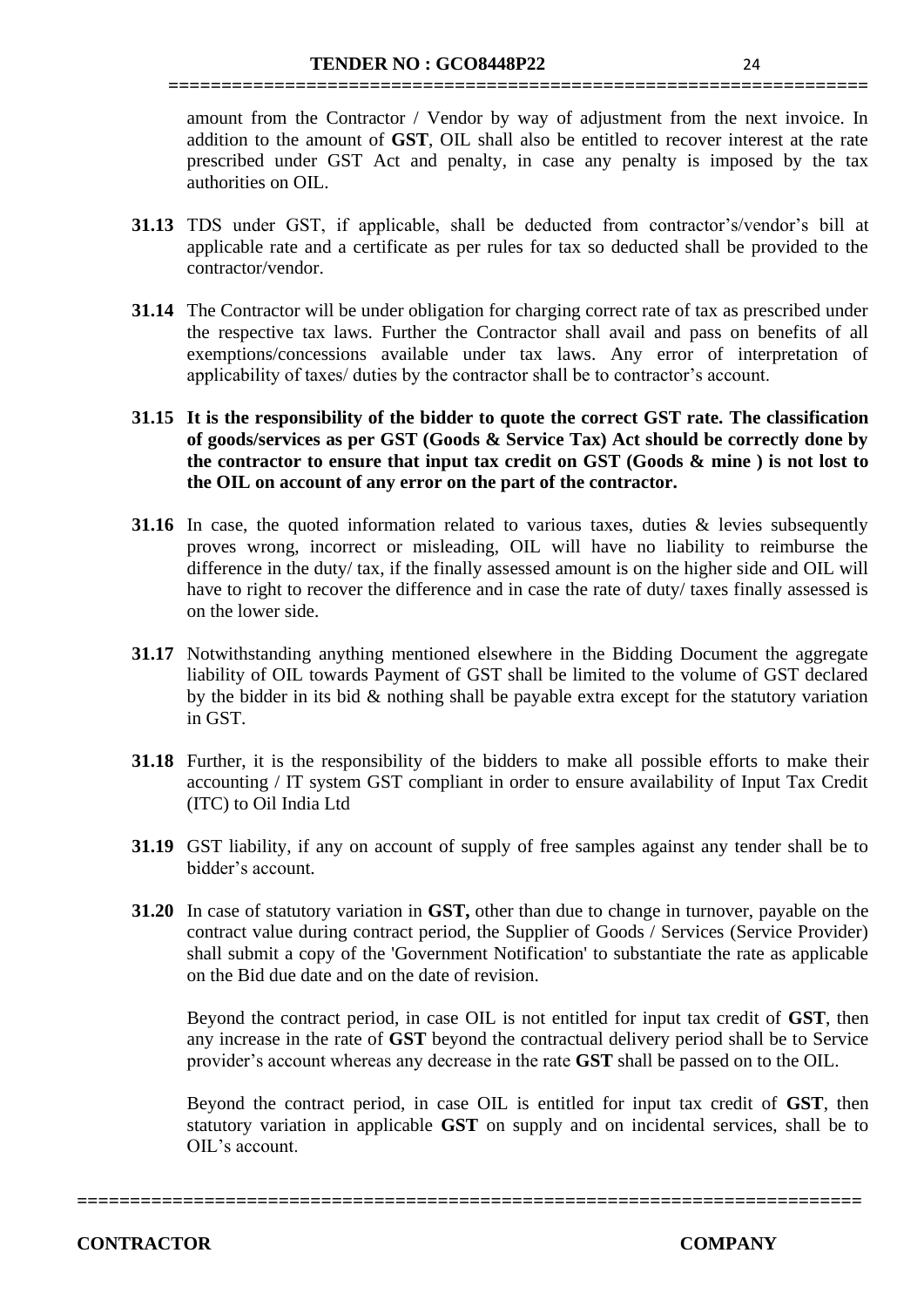amount from the Contractor / Vendor by way of adjustment from the next invoice. In addition to the amount of **GST**, OIL shall also be entitled to recover interest at the rate prescribed under GST Act and penalty, in case any penalty is imposed by the tax authorities on OIL.

**31.13** TDS under GST, if applicable, shall be deducted from contractor's/vendor's bill at applicable rate and a certificate as per rules for tax so deducted shall be provided to the contractor/vendor.

**31.14** The Contractor will be under obligation for charging correct rate of tax as prescribed under the respective tax laws. Further the Contractor shall avail and pass on benefits of all exemptions/concessions available under tax laws. Any error of interpretation of applicability of taxes/ duties by the contractor shall be to contractor's account.

**31.15 It is the responsibility of the bidder to quote the correct GST rate. The classification of goods/services as per GST (Goods & Service Tax) Act should be correctly done by the contractor to ensure that input tax credit on GST (Goods & mine ) is not lost to the OIL on account of any error on the part of the contractor.**

**31.16** In case, the quoted information related to various taxes, duties & levies subsequently proves wrong, incorrect or misleading, OIL will have no liability to reimburse the difference in the duty/ tax, if the finally assessed amount is on the higher side and OIL will have to right to recover the difference and in case the rate of duty/ taxes finally assessed is on the lower side.

**31.17** Notwithstanding anything mentioned elsewhere in the Bidding Document the aggregate liability of OIL towards Payment of GST shall be limited to the volume of GST declared by the bidder in its bid & nothing shall be payable extra except for the statutory variation in GST.

**31.18** Further, it is the responsibility of the bidders to make all possible efforts to make their accounting / IT system GST compliant in order to ensure availability of Input Tax Credit (ITC) to Oil India Ltd

**31.19** GST liability, if any on account of supply of free samples against any tender shall be to bidder's account.

**31.20** In case of statutory variation in **GST,** other than due to change in turnover, payable on the contract value during contract period, the Supplier of Goods / Services (Service Provider) shall submit a copy of the 'Government Notification' to substantiate the rate as applicable on the Bid due date and on the date of revision.

Beyond the contract period, in case OIL is not entitled for input tax credit of **GST**, then any increase in the rate of **GST** beyond the contractual delivery period shall be to Service provider's account whereas any decrease in the rate **GST** shall be passed on to the OIL.

Beyond the contract period, in case OIL is entitled for input tax credit of **GST**, then statutory variation in applicable **GST** on supply and on incidental services, shall be to OIL's account.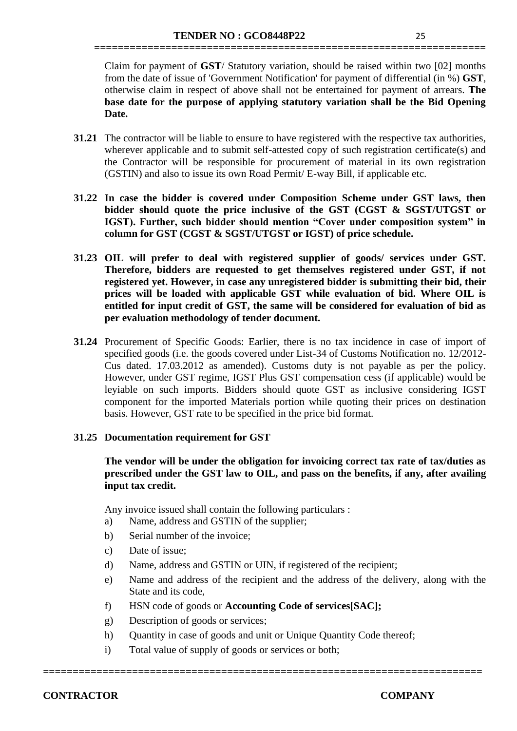Claim for payment of **GST**/ Statutory variation, should be raised within two [02] months from the date of issue of 'Government Notification' for payment of differential (in %) **GST**, otherwise claim in respect of above shall not be entertained for payment of arrears. **The base date for the purpose of applying statutory variation shall be the Bid Opening Date.**

**31.21** The contractor will be liable to ensure to have registered with the respective tax authorities, wherever applicable and to submit self-attested copy of such registration certificate(s) and the Contractor will be responsible for procurement of material in its own registration (GSTIN) and also to issue its own Road Permit/ E-way Bill, if applicable etc.

**31.22 In case the bidder is covered under Composition Scheme under GST laws, then bidder should quote the price inclusive of the GST (CGST & SGST/UTGST or IGST). Further, such bidder should mention "Cover under composition system" in column for GST (CGST & SGST/UTGST or IGST) of price schedule.**

**31.23 OIL will prefer to deal with registered supplier of goods/ services under GST. Therefore, bidders are requested to get themselves registered under GST, if not registered yet. However, in case any unregistered bidder is submitting their bid, their prices will be loaded with applicable GST while evaluation of bid. Where OIL is entitled for input credit of GST, the same will be considered for evaluation of bid as per evaluation methodology of tender document.**

**31.24** Procurement of Specific Goods: Earlier, there is no tax incidence in case of import of specified goods (i.e. the goods covered under List-34 of Customs Notification no. 12/2012-Cus dated. 17.03.2012 as amended). Customs duty is not payable as per the policy. However, under GST regime, IGST Plus GST compensation cess (if applicable) would be leyiable on such imports. Bidders should quote GST as inclusive considering IGST component for the imported Materials portion while quoting their prices on destination basis. However, GST rate to be specified in the price bid format.

**31.25 Documentation requirement for GST**

**The vendor will be under the obligation for invoicing correct tax rate of tax/duties as prescribed under the GST law to OIL, and pass on the benefits, if any, after availing input tax credit.**

Any invoice issued shall contain the following particulars :

a) Name, address and GSTIN of the supplier;

b) Serial number of the invoice;

c) Date of issue;

d) Name, address and GSTIN or UIN, if registered of the recipient;

e) Name and address of the recipient and the address of the delivery, along with the State and its code,

f) HSN code of goods or **Accounting Code of services[SAC];**

g) Description of goods or services;

h) Quantity in case of goods and unit or Unique Quantity Code thereof;

i) Total value of supply of goods or services or both;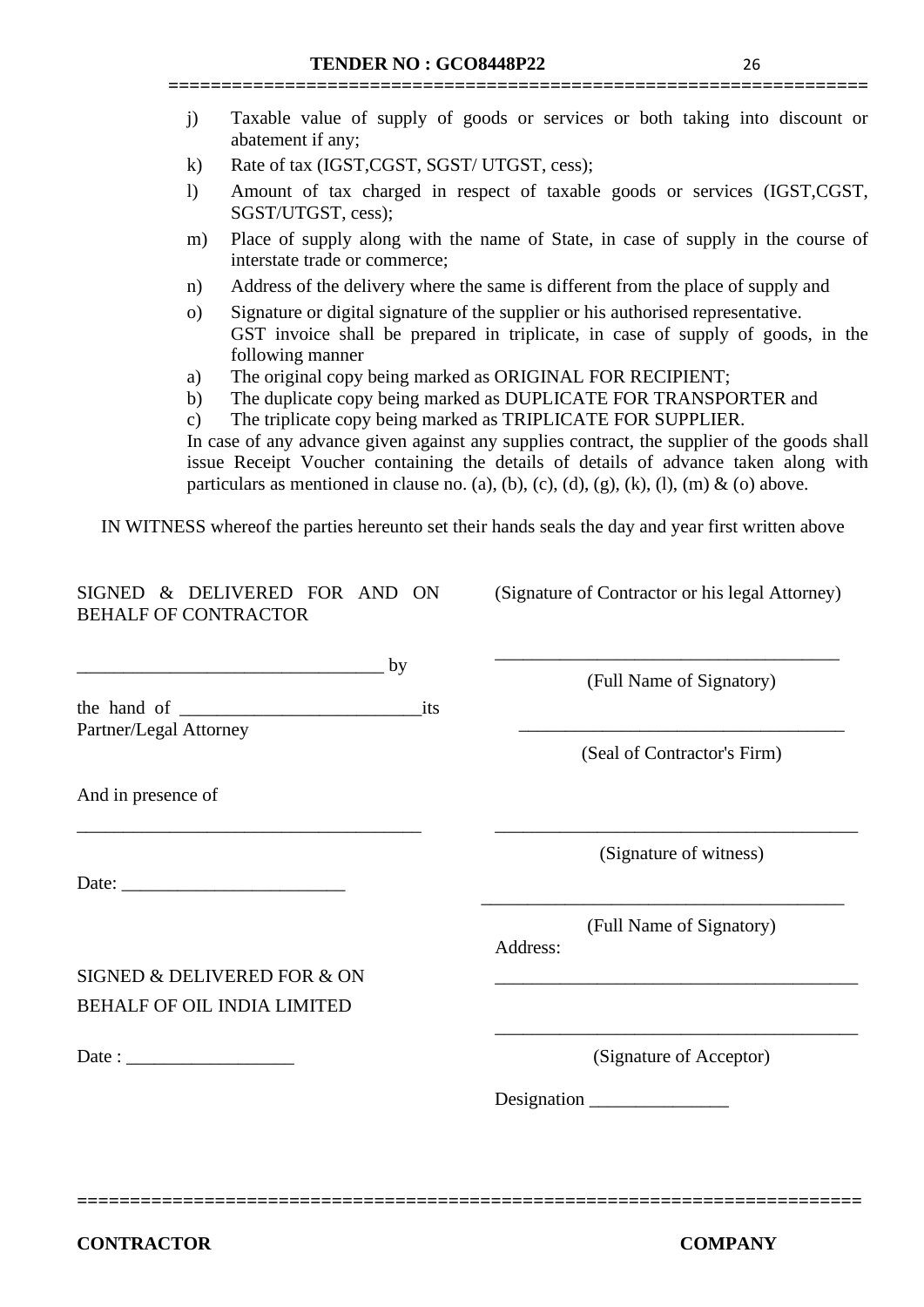j) Taxable value of supply of goods or services or both taking into discount or abatement if any;

k) Rate of tax (IGST,CGST, SGST/ UTGST, cess);

l) Amount of tax charged in respect of taxable goods or services (IGST,CGST, SGST/UTGST, cess);

m) Place of supply along with the name of State, in case of supply in the course of interstate trade or commerce;

n) Address of the delivery where the same is different from the place of supply and

o) Signature or digital signature of the supplier or his authorised representative.
GST invoice shall be prepared in triplicate, in case of supply of goods, in the following manner

a) The original copy being marked as ORIGINAL FOR RECIPIENT;

b) The duplicate copy being marked as DUPLICATE FOR TRANSPORTER and

c) The triplicate copy being marked as TRIPLICATE FOR SUPPLIER.

In case of any advance given against any supplies contract, the supplier of the goods shall issue Receipt Voucher containing the details of details of advance taken along with particulars as mentioned in clause no. (a), (b), (c), (d), (g), (k), (l), (m) & (o) above.

IN WITNESS whereof the parties hereunto set their hands seals the day and year first written above

SIGNED & DELIVERED FOR AND ON BEHALF OF CONTRACTOR

_________________________________ by

the hand of __________________________its Partner/Legal Attorney

(Signature of Contractor or his legal Attorney)

_____________________________________

(Full Name of Signatory)

_____________________________________

(Seal of Contractor's Firm)

And in presence of

_____________________________________

Date: ________________________

_____________________________________

(Signature of witness)

_____________________________________

(Full Name of Signatory)

Address:

_____________________________________

SIGNED & DELIVERED FOR & ON BEHALF OF OIL INDIA LIMITED

Date : __________________

_____________________________________

(Signature of Acceptor)

Designation _______________

CONTRACTOR COMPANY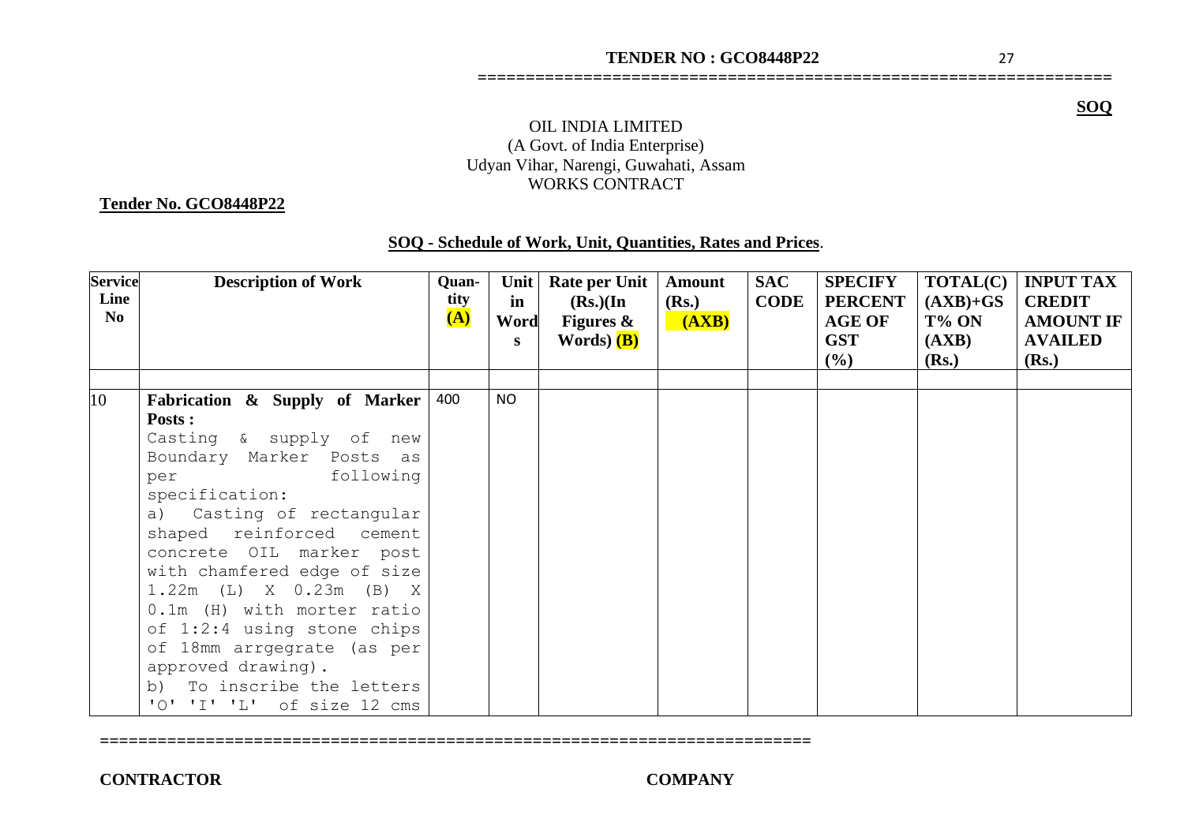**SOQ**

OIL INDIA LIMITED
(A Govt. of India Enterprise)
Udyan Vihar, Narengi, Guwahati, Assam
WORKS CONTRACT

**Tender No. GCO8448P22**

## SOQ - Schedule of Work, Unit, Quantities, Rates and Prices.

| Service Line No | Description of Work | Quan-tity (A) | Unit in Words | Rate per Unit (Rs.)(In Figures & Words) (B) | Amount (Rs.) (AXB) | SAC CODE | SPECIFY PERCENT AGE OF GST (%) | TOTAL(C) (AXB)+GST% ON (AXB) (Rs.) | INPUT TAX CREDIT AMOUNT IF AVAILED (Rs.) |
|---|---|---|---|---|---|---|---|---|---|
| | | | | | | | | | |
| 10 | **Fabrication & Supply of Marker Posts :** Casting & supply of new Boundary Marker Posts as per following specification: a) Casting of rectangular shaped reinforced cement concrete OIL marker post with chamfered edge of size 1.22m (L) X 0.23m (B) X 0.1m (H) with morter ratio of 1:2:4 using stone chips of 18mm arrgegrate (as per approved drawing). b) To inscribe the letters 'O' 'I' 'L' of size 12 cms | 400 | NO | | | | | | |

**CONTRACTOR** **COMPANY**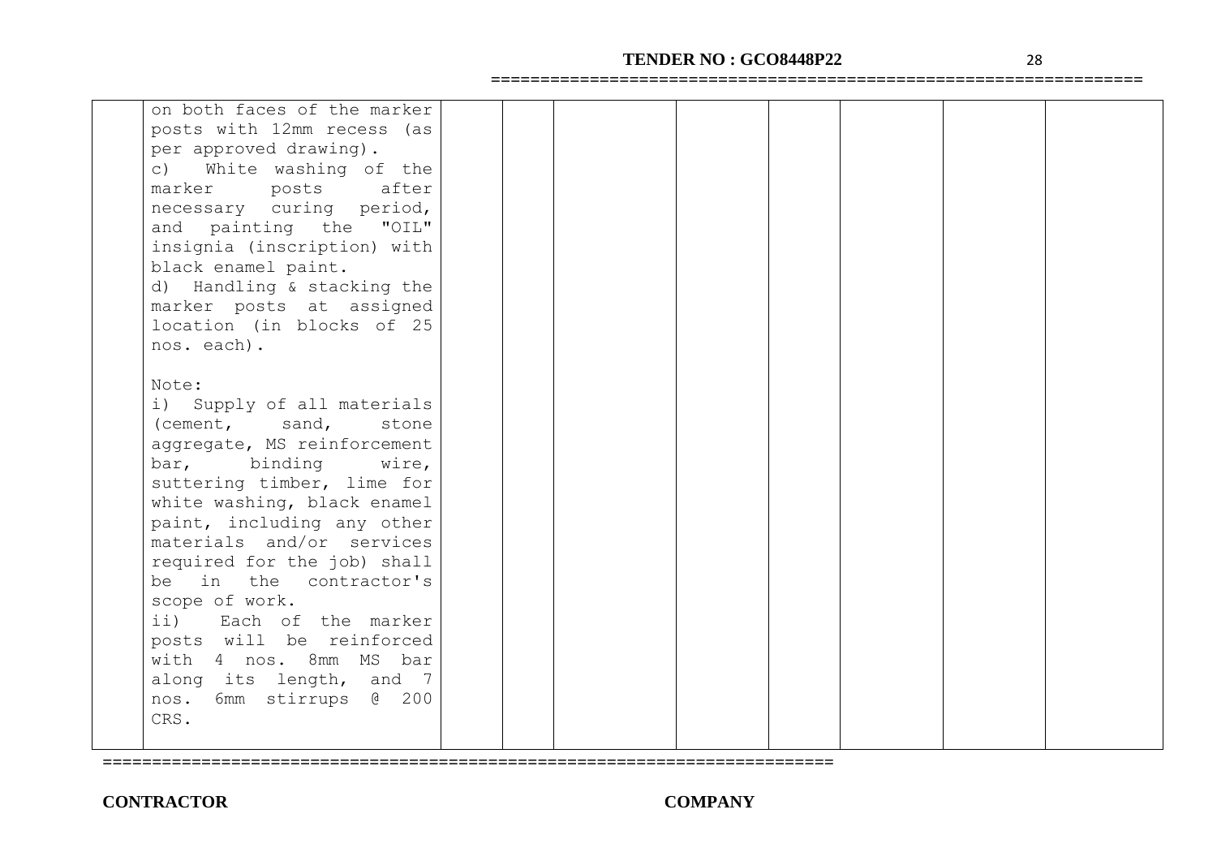| | | | | | | | | |
|---|---|---|---|---|---|---|---|---|
| | on both faces of the marker posts with 12mm recess (as per approved drawing).<br>c) White washing of the marker posts after necessary curing period, and painting the "OIL" insignia (inscription) with black enamel paint.<br>d) Handling & stacking the marker posts at assigned location (in blocks of 25 nos. each).<br><br>Note:<br>i) Supply of all materials (cement, sand, stone aggregate, MS reinforcement bar, binding wire, suttering timber, lime for white washing, black enamel paint, including any other materials and/or services required for the job) shall be in the contractor's scope of work.<br>ii) Each of the marker posts will be reinforced with 4 nos. 8mm MS bar along its length, and 7 nos. 6mm stirrups @ 200 CRS. | | | | | | | | |

**CONTRACTOR** **COMPANY**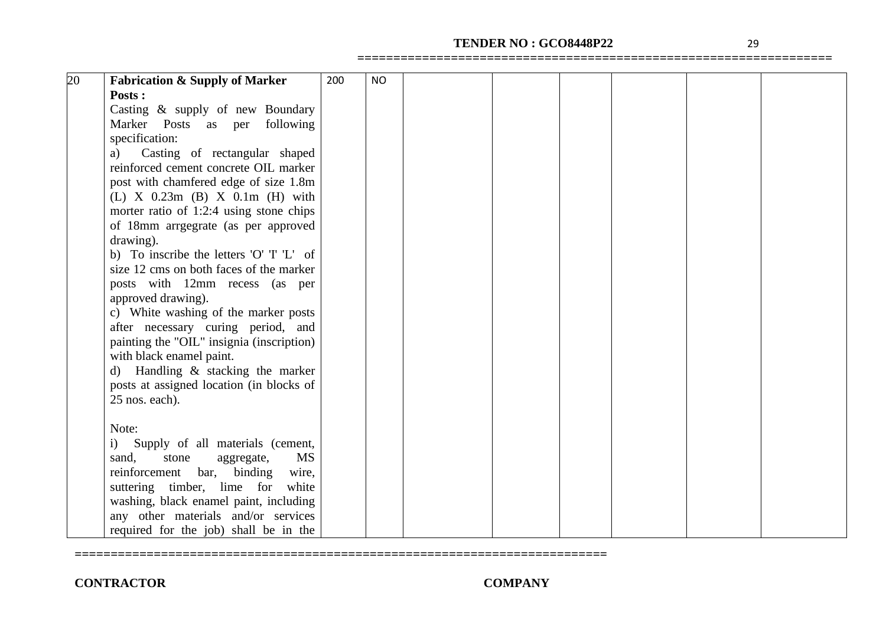| | | | | | | | | | |
|---|---|---|---|---|---|---|---|---|---|
| 20 | **Fabrication & Supply of Marker Posts :**<br>Casting & supply of new Boundary Marker Posts as per following specification:<br>a) Casting of rectangular shaped reinforced cement concrete OIL marker post with chamfered edge of size 1.8m (L) X 0.23m (B) X 0.1m (H) with morter ratio of 1:2:4 using stone chips of 18mm arrgegrate (as per approved drawing).<br>b) To inscribe the letters 'O' 'I' 'L' of size 12 cms on both faces of the marker posts with 12mm recess (as per approved drawing).<br>c) White washing of the marker posts after necessary curing period, and painting the "OIL" insignia (inscription) with black enamel paint.<br>d) Handling & stacking the marker posts at assigned location (in blocks of 25 nos. each).<br><br>Note:<br>i) Supply of all materials (cement, sand, stone aggregate, MS reinforcement bar, binding wire, suttering timber, lime for white washing, black enamel paint, including any other materials and/or services required for the job) shall be in the | 200 | NO | | | | | | |

**CONTRACTOR** **COMPANY**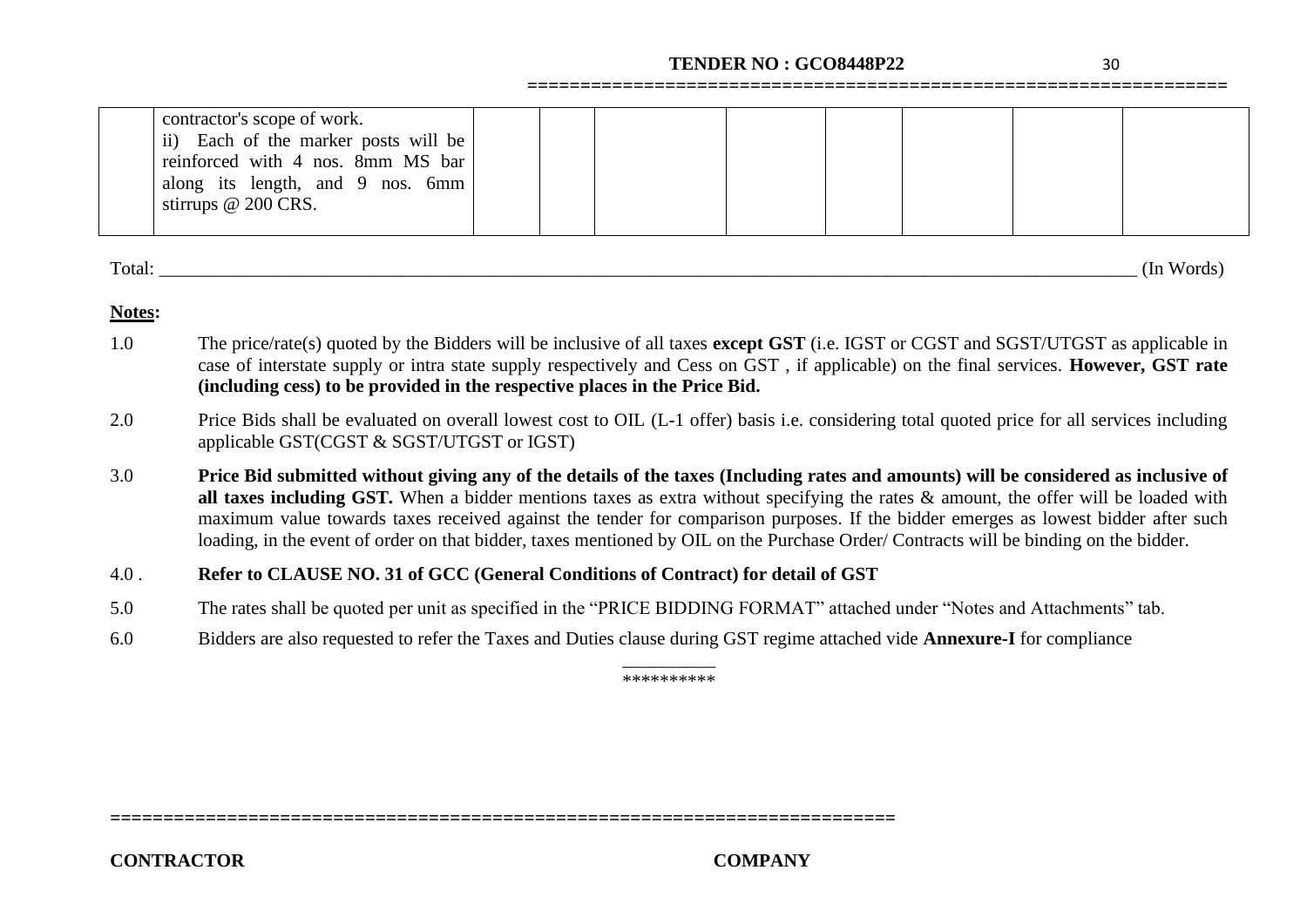| | | | | | | | | |
|---|---|---|---|---|---|---|---|---|
| | contractor's scope of work.<br>ii) Each of the marker posts will be reinforced with 4 nos. 8mm MS bar along its length, and 9 nos. 6mm stirrups @ 200 CRS. | | | | | | | |

Total: ____________________________________________________________________________________________ (In Words)

**Notes:**

1.0 The price/rate(s) quoted by the Bidders will be inclusive of all taxes **except GST** (i.e. IGST or CGST and SGST/UTGST as applicable in case of interstate supply or intra state supply respectively and Cess on GST , if applicable) on the final services. **However, GST rate (including cess) to be provided in the respective places in the Price Bid.**

2.0 Price Bids shall be evaluated on overall lowest cost to OIL (L-1 offer) basis i.e. considering total quoted price for all services including applicable GST(CGST & SGST/UTGST or IGST)

3.0 **Price Bid submitted without giving any of the details of the taxes (Including rates and amounts) will be considered as inclusive of all taxes including GST.** When a bidder mentions taxes as extra without specifying the rates & amount, the offer will be loaded with maximum value towards taxes received against the tender for comparison purposes. If the bidder emerges as lowest bidder after such loading, in the event of order on that bidder, taxes mentioned by OIL on the Purchase Order/ Contracts will be binding on the bidder.

4.0 . **Refer to CLAUSE NO. 31 of GCC (General Conditions of Contract) for detail of GST**

5.0 The rates shall be quoted per unit as specified in the "PRICE BIDDING FORMAT" attached under "Notes and Attachments" tab.

6.0 Bidders are also requested to refer the Taxes and Duties clause during GST regime attached vide **Annexure-I** for compliance

**********

**CONTRACTOR** **COMPANY**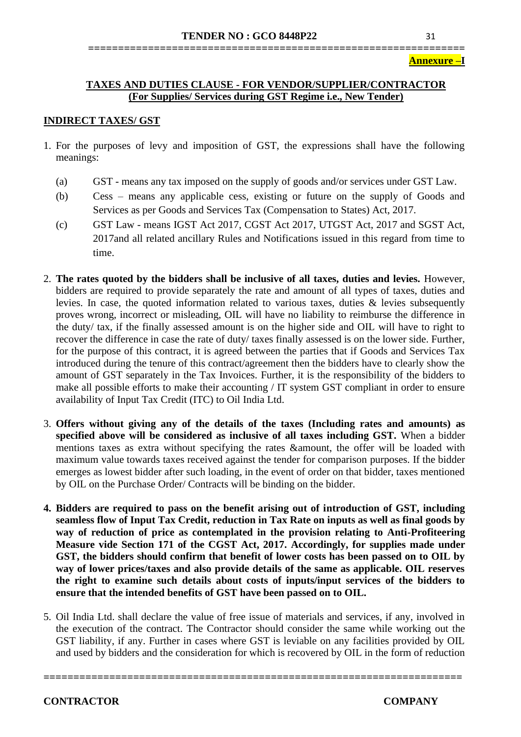**Annexure –I**

## TAXES AND DUTIES CLAUSE - FOR VENDOR/SUPPLIER/CONTRACTOR (For Supplies/ Services during GST Regime i.e., New Tender)

### INDIRECT TAXES/ GST

1. For the purposes of levy and imposition of GST, the expressions shall have the following meanings:

   (a) GST - means any tax imposed on the supply of goods and/or services under GST Law.

   (b) Cess – means any applicable cess, existing or future on the supply of Goods and Services as per Goods and Services Tax (Compensation to States) Act, 2017.

   (c) GST Law - means IGST Act 2017, CGST Act 2017, UTGST Act, 2017 and SGST Act, 2017and all related ancillary Rules and Notifications issued in this regard from time to time.

2. **The rates quoted by the bidders shall be inclusive of all taxes, duties and levies.** However, bidders are required to provide separately the rate and amount of all types of taxes, duties and levies. In case, the quoted information related to various taxes, duties & levies subsequently proves wrong, incorrect or misleading, OIL will have no liability to reimburse the difference in the duty/ tax, if the finally assessed amount is on the higher side and OIL will have to right to recover the difference in case the rate of duty/ taxes finally assessed is on the lower side. Further, for the purpose of this contract, it is agreed between the parties that if Goods and Services Tax introduced during the tenure of this contract/agreement then the bidders have to clearly show the amount of GST separately in the Tax Invoices. Further, it is the responsibility of the bidders to make all possible efforts to make their accounting / IT system GST compliant in order to ensure availability of Input Tax Credit (ITC) to Oil India Ltd.

3. **Offers without giving any of the details of the taxes (Including rates and amounts) as specified above will be considered as inclusive of all taxes including GST.** When a bidder mentions taxes as extra without specifying the rates &amount, the offer will be loaded with maximum value towards taxes received against the tender for comparison purposes. If the bidder emerges as lowest bidder after such loading, in the event of order on that bidder, taxes mentioned by OIL on the Purchase Order/ Contracts will be binding on the bidder.

4. **Bidders are required to pass on the benefit arising out of introduction of GST, including seamless flow of Input Tax Credit, reduction in Tax Rate on inputs as well as final goods by way of reduction of price as contemplated in the provision relating to Anti-Profiteering Measure vide Section 171 of the CGST Act, 2017. Accordingly, for supplies made under GST, the bidders should confirm that benefit of lower costs has been passed on to OIL by way of lower prices/taxes and also provide details of the same as applicable. OIL reserves the right to examine such details about costs of inputs/input services of the bidders to ensure that the intended benefits of GST have been passed on to OIL.**

5. Oil India Ltd. shall declare the value of free issue of materials and services, if any, involved in the execution of the contract. The Contractor should consider the same while working out the GST liability, if any. Further in cases where GST is leviable on any facilities provided by OIL and used by bidders and the consideration for which is recovered by OIL in the form of reduction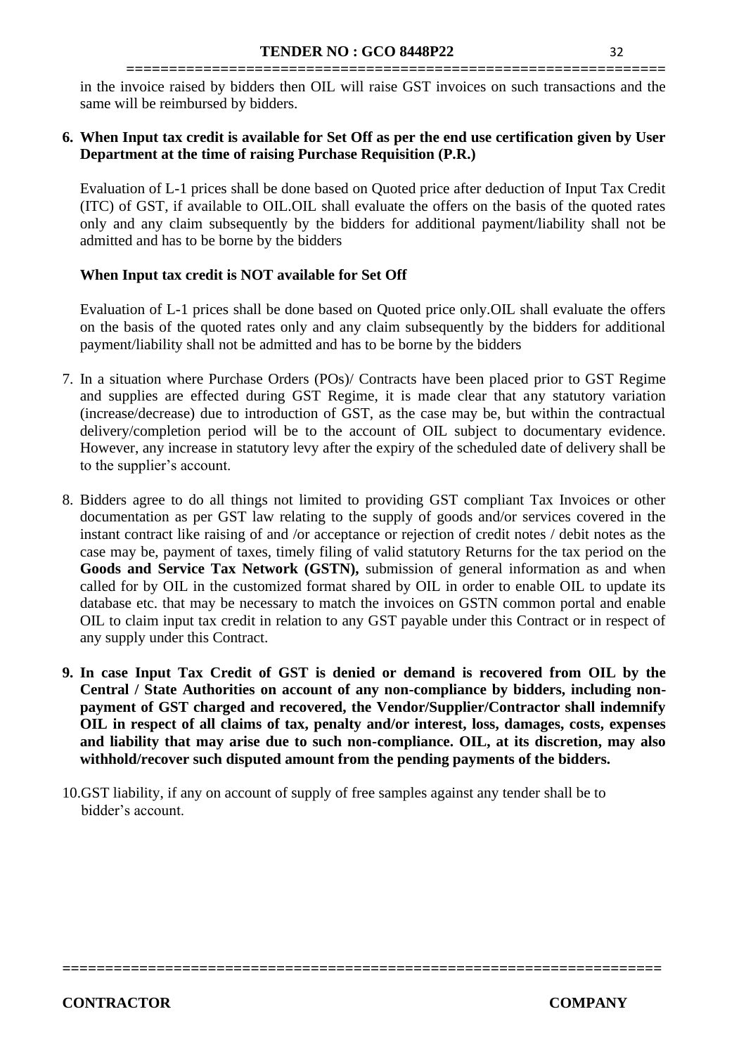in the invoice raised by bidders then OIL will raise GST invoices on such transactions and the same will be reimbursed by bidders.

6. **When Input tax credit is available for Set Off as per the end use certification given by User Department at the time of raising Purchase Requisition (P.R.)**

   Evaluation of L-1 prices shall be done based on Quoted price after deduction of Input Tax Credit (ITC) of GST, if available to OIL.OIL shall evaluate the offers on the basis of the quoted rates only and any claim subsequently by the bidders for additional payment/liability shall not be admitted and has to be borne by the bidders

   **When Input tax credit is NOT available for Set Off**

   Evaluation of L-1 prices shall be done based on Quoted price only.OIL shall evaluate the offers on the basis of the quoted rates only and any claim subsequently by the bidders for additional payment/liability shall not be admitted and has to be borne by the bidders

7. In a situation where Purchase Orders (POs)/ Contracts have been placed prior to GST Regime and supplies are effected during GST Regime, it is made clear that any statutory variation (increase/decrease) due to introduction of GST, as the case may be, but within the contractual delivery/completion period will be to the account of OIL subject to documentary evidence. However, any increase in statutory levy after the expiry of the scheduled date of delivery shall be to the supplier's account.

8. Bidders agree to do all things not limited to providing GST compliant Tax Invoices or other documentation as per GST law relating to the supply of goods and/or services covered in the instant contract like raising of and /or acceptance or rejection of credit notes / debit notes as the case may be, payment of taxes, timely filing of valid statutory Returns for the tax period on the **Goods and Service Tax Network (GSTN),** submission of general information as and when called for by OIL in the customized format shared by OIL in order to enable OIL to update its database etc. that may be necessary to match the invoices on GSTN common portal and enable OIL to claim input tax credit in relation to any GST payable under this Contract or in respect of any supply under this Contract.

9. **In case Input Tax Credit of GST is denied or demand is recovered from OIL by the Central / State Authorities on account of any non-compliance by bidders, including non-payment of GST charged and recovered, the Vendor/Supplier/Contractor shall indemnify OIL in respect of all claims of tax, penalty and/or interest, loss, damages, costs, expenses and liability that may arise due to such non-compliance. OIL, at its discretion, may also withhold/recover such disputed amount from the pending payments of the bidders.**

10. GST liability, if any on account of supply of free samples against any tender shall be to bidder's account.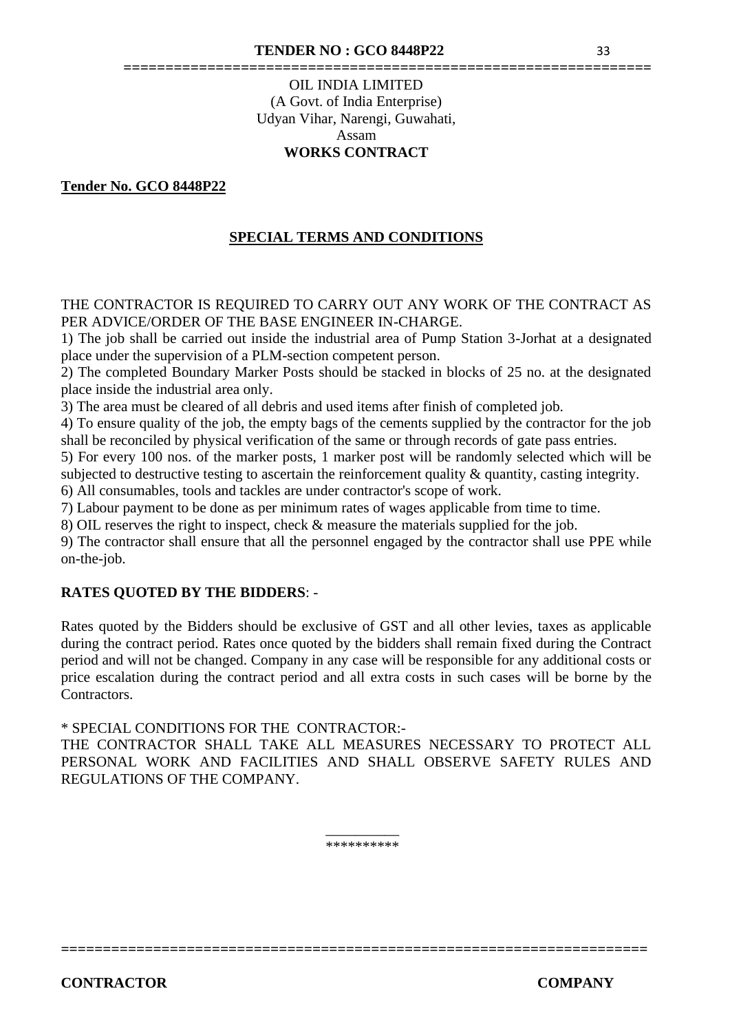OIL INDIA LIMITED
(A Govt. of India Enterprise)
Udyan Vihar, Narengi, Guwahati,
Assam
**WORKS CONTRACT**

**Tender No. GCO 8448P22**

## SPECIAL TERMS AND CONDITIONS

THE CONTRACTOR IS REQUIRED TO CARRY OUT ANY WORK OF THE CONTRACT AS PER ADVICE/ORDER OF THE BASE ENGINEER IN-CHARGE.

1) The job shall be carried out inside the industrial area of Pump Station 3-Jorhat at a designated place under the supervision of a PLM-section competent person.
2) The completed Boundary Marker Posts should be stacked in blocks of 25 no. at the designated place inside the industrial area only.
3) The area must be cleared of all debris and used items after finish of completed job.
4) To ensure quality of the job, the empty bags of the cements supplied by the contractor for the job shall be reconciled by physical verification of the same or through records of gate pass entries.
5) For every 100 nos. of the marker posts, 1 marker post will be randomly selected which will be subjected to destructive testing to ascertain the reinforcement quality & quantity, casting integrity.
6) All consumables, tools and tackles are under contractor's scope of work.
7) Labour payment to be done as per minimum rates of wages applicable from time to time.
8) OIL reserves the right to inspect, check & measure the materials supplied for the job.
9) The contractor shall ensure that all the personnel engaged by the contractor shall use PPE while on-the-job.

**RATES QUOTED BY THE BIDDERS**: -

Rates quoted by the Bidders should be exclusive of GST and all other levies, taxes as applicable during the contract period. Rates once quoted by the bidders shall remain fixed during the Contract period and will not be changed. Company in any case will be responsible for any additional costs or price escalation during the contract period and all extra costs in such cases will be borne by the Contractors.

* SPECIAL CONDITIONS FOR THE CONTRACTOR:-
THE CONTRACTOR SHALL TAKE ALL MEASURES NECESSARY TO PROTECT ALL PERSONAL WORK AND FACILITIES AND SHALL OBSERVE SAFETY RULES AND REGULATIONS OF THE COMPANY.

**********

**CONTRACTOR** **COMPANY**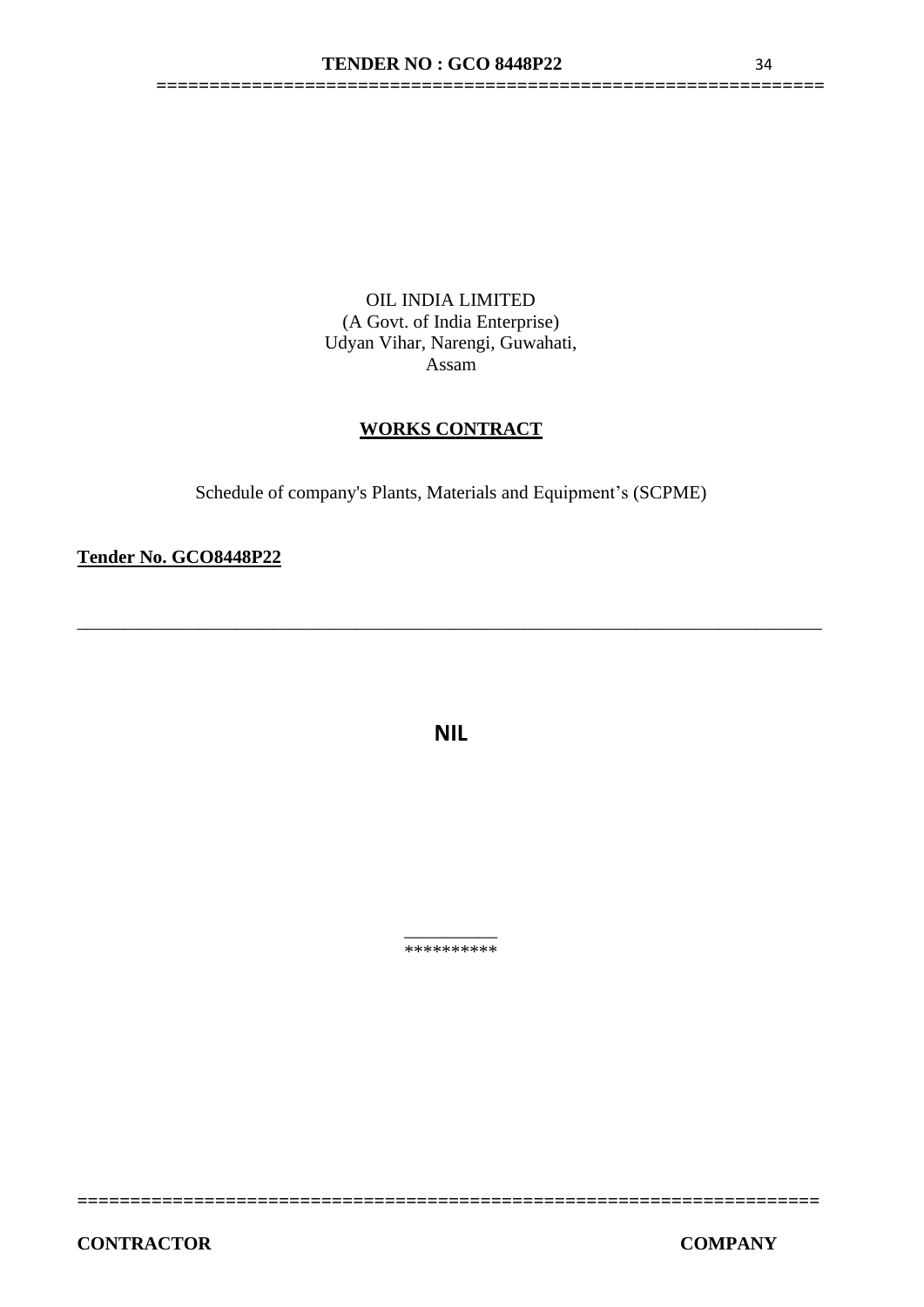OIL INDIA LIMITED
(A Govt. of India Enterprise)
Udyan Vihar, Narengi, Guwahati,
Assam

**WORKS CONTRACT**

Schedule of company's Plants, Materials and Equipment's (SCPME)

**Tender No. GCO8448P22**

---

**NIL**

**********

**CONTRACTOR** **COMPANY**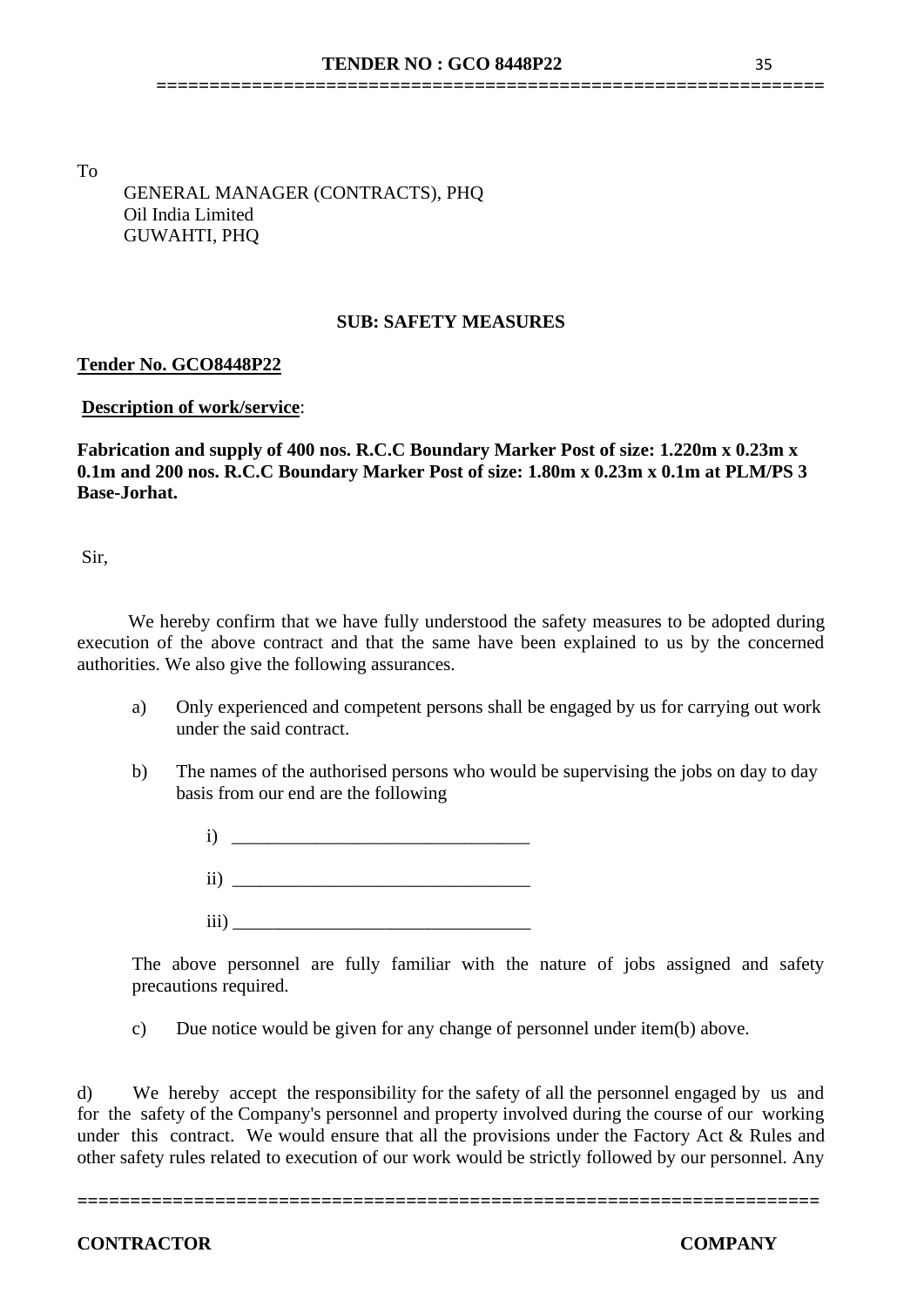To

GENERAL MANAGER (CONTRACTS), PHQ
Oil India Limited
GUWAHTI, PHQ

**SUB: SAFETY MEASURES**

**Tender No. GCO8448P22**

**Description of work/service**:

**Fabrication and supply of 400 nos. R.C.C Boundary Marker Post of size: 1.220m x 0.23m x 0.1m and 200 nos. R.C.C Boundary Marker Post of size: 1.80m x 0.23m x 0.1m at PLM/PS 3 Base-Jorhat.**

Sir,

We hereby confirm that we have fully understood the safety measures to be adopted during execution of the above contract and that the same have been explained to us by the concerned authorities. We also give the following assurances.

a) Only experienced and competent persons shall be engaged by us for carrying out work under the said contract.

b) The names of the authorised persons who would be supervising the jobs on day to day basis from our end are the following

i) ________________________________

ii) ________________________________

iii) ________________________________

The above personnel are fully familiar with the nature of jobs assigned and safety precautions required.

c) Due notice would be given for any change of personnel under item(b) above.

d) We hereby accept the responsibility for the safety of all the personnel engaged by us and for the safety of the Company's personnel and property involved during the course of our working under this contract. We would ensure that all the provisions under the Factory Act & Rules and other safety rules related to execution of our work would be strictly followed by our personnel. Any

**CONTRACTOR** **COMPANY**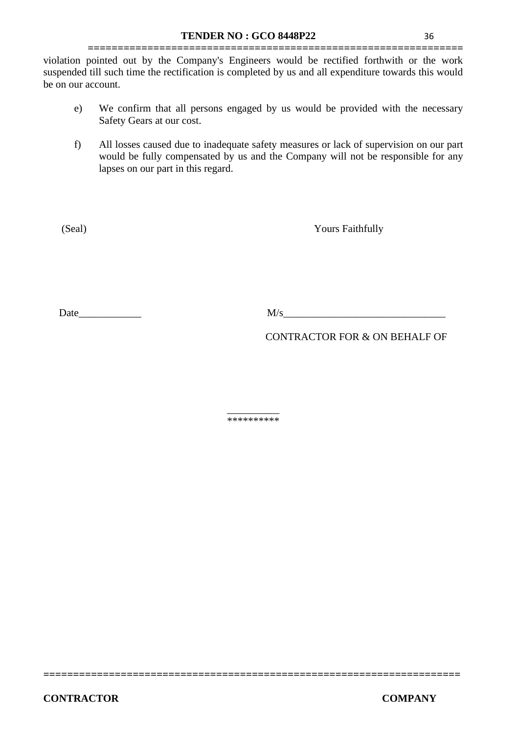violation pointed out by the Company's Engineers would be rectified forthwith or the work suspended till such time the rectification is completed by us and all expenditure towards this would be on our account.

e) We confirm that all persons engaged by us would be provided with the necessary Safety Gears at our cost.

f) All losses caused due to inadequate safety measures or lack of supervision on our part would be fully compensated by us and the Company will not be responsible for any lapses on our part in this regard.

(Seal) Yours Faithfully

Date____________ M/s_______________________________

CONTRACTOR FOR & ON BEHALF OF

__________
**********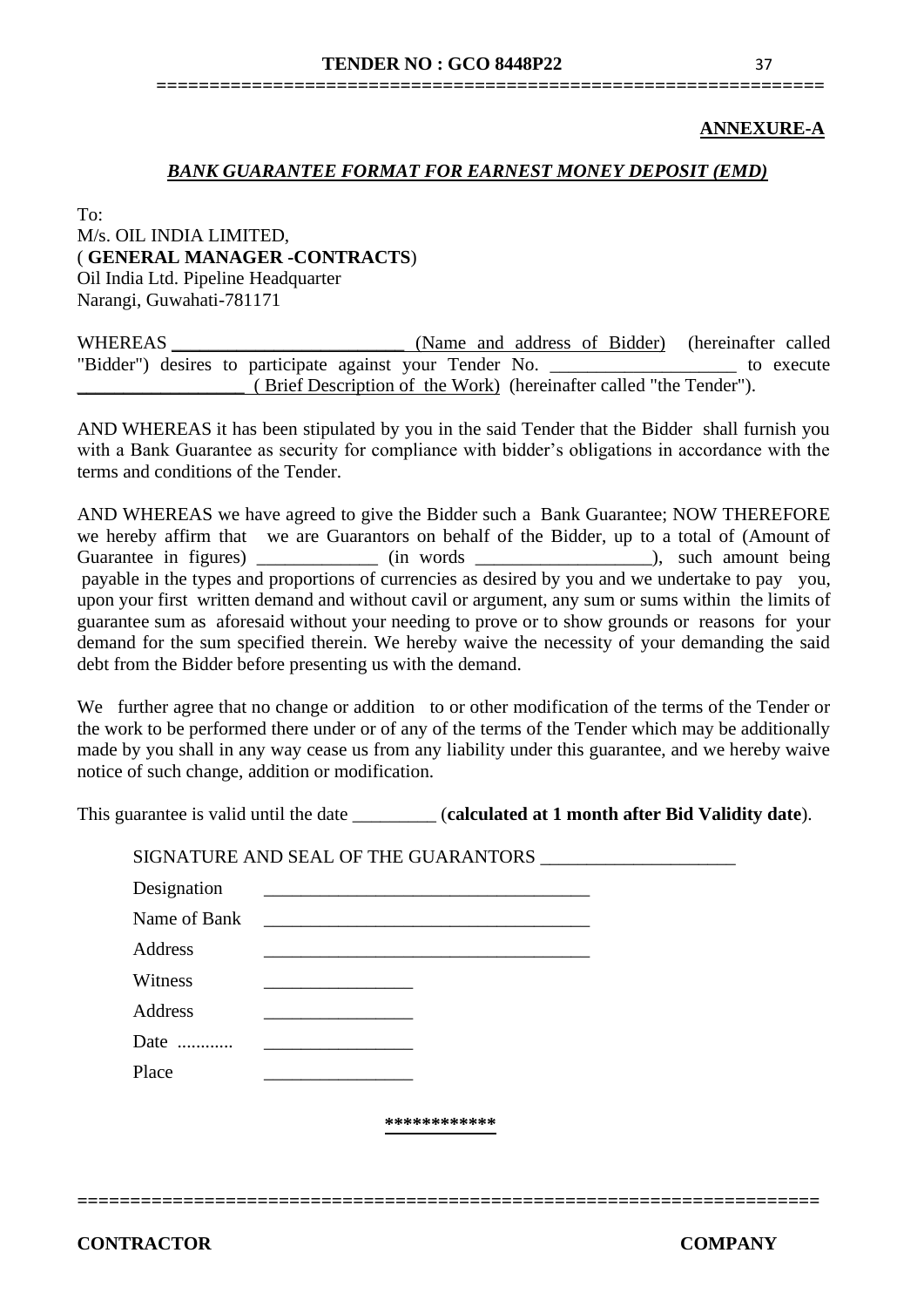**ANNEXURE-A**

***BANK GUARANTEE FORMAT FOR EARNEST MONEY DEPOSIT (EMD)***

To:
M/s. OIL INDIA LIMITED,
( **GENERAL MANAGER -CONTRACTS**)
Oil India Ltd. Pipeline Headquarter
Narangi, Guwahati-781171

WHEREAS ________________________ (Name and address of Bidder) (hereinafter called "Bidder") desires to participate against your Tender No. ____________________ to execute __________________ ( Brief Description of the Work) (hereinafter called "the Tender").

AND WHEREAS it has been stipulated by you in the said Tender that the Bidder shall furnish you with a Bank Guarantee as security for compliance with bidder's obligations in accordance with the terms and conditions of the Tender.

AND WHEREAS we have agreed to give the Bidder such a Bank Guarantee; NOW THEREFORE we hereby affirm that we are Guarantors on behalf of the Bidder, up to a total of (Amount of Guarantee in figures) _____________ (in words ___________________), such amount being payable in the types and proportions of currencies as desired by you and we undertake to pay you, upon your first written demand and without cavil or argument, any sum or sums within the limits of guarantee sum as aforesaid without your needing to prove or to show grounds or reasons for your demand for the sum specified therein. We hereby waive the necessity of your demanding the said debt from the Bidder before presenting us with the demand.

We further agree that no change or addition to or other modification of the terms of the Tender or the work to be performed there under or of any of the terms of the Tender which may be additionally made by you shall in any way cease us from any liability under this guarantee, and we hereby waive notice of such change, addition or modification.

This guarantee is valid until the date _________ (**calculated at 1 month after Bid Validity date**).

SIGNATURE AND SEAL OF THE GUARANTORS ____________________

Designation ___________________________________

Name of Bank ___________________________________

Address ___________________________________

Witness ________________

Address ________________

Date ............ ________________

Place ________________

************

**CONTRACTOR** **COMPANY**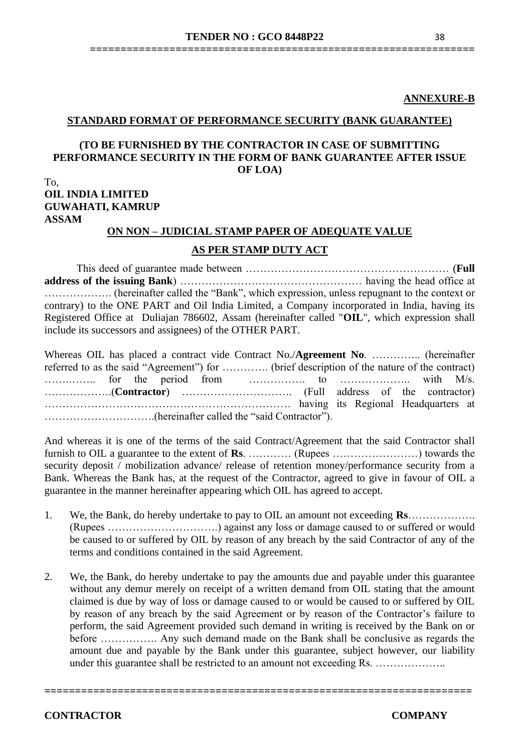**ANNEXURE-B**

**STANDARD FORMAT OF PERFORMANCE SECURITY (BANK GUARANTEE)**

**(TO BE FURNISHED BY THE CONTRACTOR IN CASE OF SUBMITTING PERFORMANCE SECURITY IN THE FORM OF BANK GUARANTEE AFTER ISSUE OF LOA)**

To,
**OIL INDIA LIMITED**
**GUWAHATI, KAMRUP**
**ASSAM**

**ON NON – JUDICIAL STAMP PAPER OF ADEQUATE VALUE**

**AS PER STAMP DUTY ACT**

This deed of guarantee made between ………………………………………………… (**Full address of the issuing Bank**) …………………………………………… having the head office at ………………. (hereinafter called the "Bank", which expression, unless repugnant to the context or contrary) to the ONE PART and Oil India Limited, a Company incorporated in India, having its Registered Office at Duliajan 786602, Assam (hereinafter called "**OIL**", which expression shall include its successors and assignees) of the OTHER PART.

Whereas OIL has placed a contract vide Contract No./**Agreement No**. ………….. (hereinafter referred to as the said "Agreement") for …………. (brief description of the nature of the contract) …….…….. for the period from ……………. to ……………….. with M/s. ……………….(**Contractor**) …………………………. (Full address of the contractor) ………………………………………………………… having its Regional Headquarters at ………………………….(hereinafter called the "said Contractor").

And whereas it is one of the terms of the said Contract/Agreement that the said Contractor shall furnish to OIL a guarantee to the extent of **Rs**. ………… (Rupees ……………………) towards the security deposit / mobilization advance/ release of retention money/performance security from a Bank. Whereas the Bank has, at the request of the Contractor, agreed to give in favour of OIL a guarantee in the manner hereinafter appearing which OIL has agreed to accept.

1. We, the Bank, do hereby undertake to pay to OIL an amount not exceeding **Rs**………………. (Rupees ………………………….) against any loss or damage caused to or suffered or would be caused to or suffered by OIL by reason of any breach by the said Contractor of any of the terms and conditions contained in the said Agreement.

2. We, the Bank, do hereby undertake to pay the amounts due and payable under this guarantee without any demur merely on receipt of a written demand from OIL stating that the amount claimed is due by way of loss or damage caused to or would be caused to or suffered by OIL by reason of any breach by the said Agreement or by reason of the Contractor's failure to perform, the said Agreement provided such demand in writing is received by the Bank on or before ……………. Any such demand made on the Bank shall be conclusive as regards the amount due and payable by the Bank under this guarantee, subject however, our liability under this guarantee shall be restricted to an amount not exceeding Rs. ………………..

**CONTRACTOR** **COMPANY**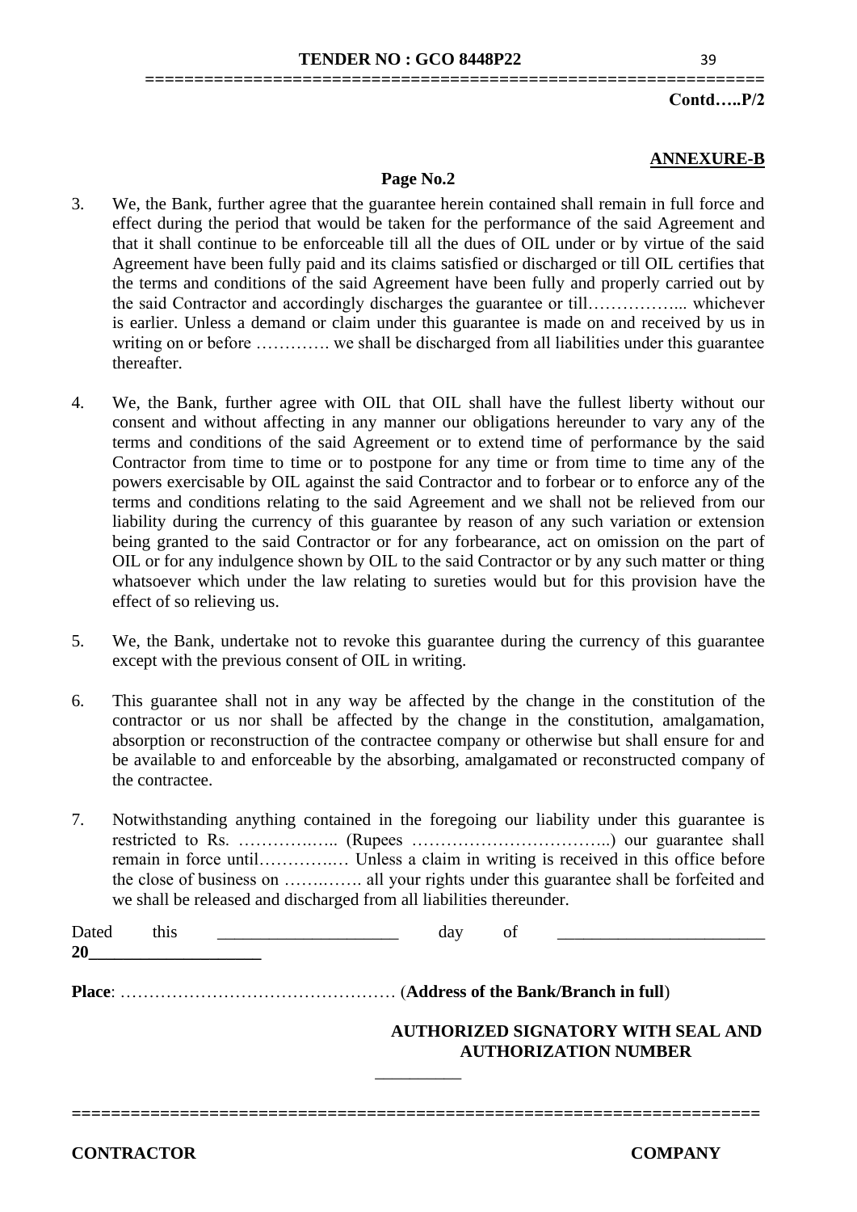Contd…..P/2

**ANNEXURE-B**

**Page No.2**

3. We, the Bank, further agree that the guarantee herein contained shall remain in full force and effect during the period that would be taken for the performance of the said Agreement and that it shall continue to be enforceable till all the dues of OIL under or by virtue of the said Agreement have been fully paid and its claims satisfied or discharged or till OIL certifies that the terms and conditions of the said Agreement have been fully and properly carried out by the said Contractor and accordingly discharges the guarantee or till…………….. whichever is earlier. Unless a demand or claim under this guarantee is made on and received by us in writing on or before …………. we shall be discharged from all liabilities under this guarantee thereafter.

4. We, the Bank, further agree with OIL that OIL shall have the fullest liberty without our consent and without affecting in any manner our obligations hereunder to vary any of the terms and conditions of the said Agreement or to extend time of performance by the said Contractor from time to time or to postpone for any time or from time to time any of the powers exercisable by OIL against the said Contractor and to forbear or to enforce any of the terms and conditions relating to the said Agreement and we shall not be relieved from our liability during the currency of this guarantee by reason of any such variation or extension being granted to the said Contractor or for any forbearance, act on omission on the part of OIL or for any indulgence shown by OIL to the said Contractor or by any such matter or thing whatsoever which under the law relating to sureties would but for this provision have the effect of so relieving us.

5. We, the Bank, undertake not to revoke this guarantee during the currency of this guarantee except with the previous consent of OIL in writing.

6. This guarantee shall not in any way be affected by the change in the constitution of the contractor or us nor shall be affected by the change in the constitution, amalgamation, absorption or reconstruction of the contractee company or otherwise but shall ensure for and be available to and enforceable by the absorbing, amalgamated or reconstructed company of the contractee.

7. Notwithstanding anything contained in the foregoing our liability under this guarantee is restricted to Rs. …………….. (Rupees ……………………………..) our guarantee shall remain in force until…………..… Unless a claim in writing is received in this office before the close of business on …….……. all your rights under this guarantee shall be forfeited and we shall be released and discharged from all liabilities thereunder.

Dated this ____________________ day of ______________________ **20___________________**

**Place**: ………………………………………… (**Address of the Bank/Branch in full**)

**AUTHORIZED SIGNATORY WITH SEAL AND AUTHORIZATION NUMBER**

__________

**CONTRACTOR** **COMPANY**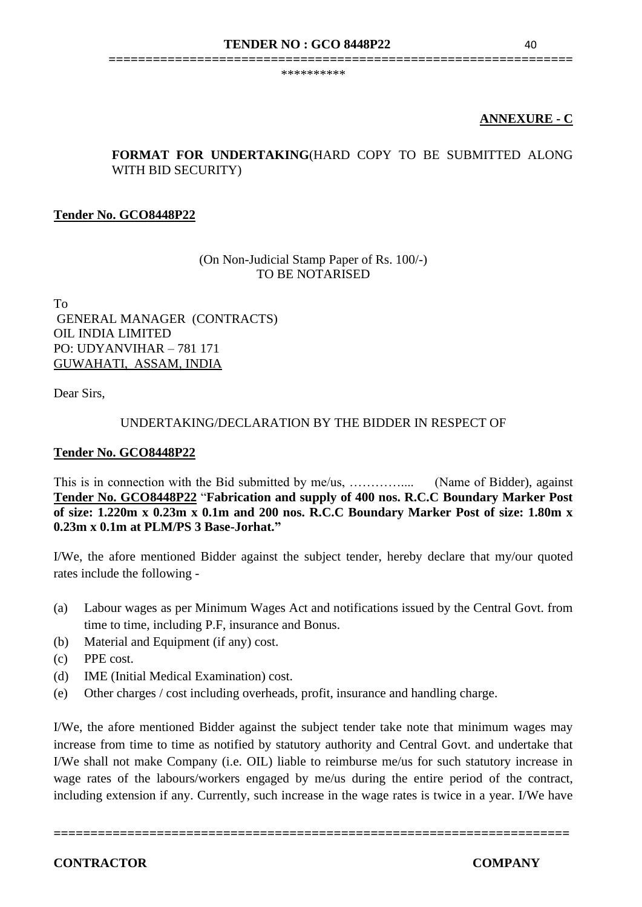**ANNEXURE - C**

**FORMAT FOR UNDERTAKING**(HARD COPY TO BE SUBMITTED ALONG WITH BID SECURITY)

**Tender No. GCO8448P22**

(On Non-Judicial Stamp Paper of Rs. 100/-)
TO BE NOTARISED

To
GENERAL MANAGER (CONTRACTS)
OIL INDIA LIMITED
PO: UDYANVIHAR – 781 171
GUWAHATI, ASSAM, INDIA

Dear Sirs,

UNDERTAKING/DECLARATION BY THE BIDDER IN RESPECT OF

**Tender No. GCO8448P22**

This is in connection with the Bid submitted by me/us, …………..... (Name of Bidder), against **Tender No. GCO8448P22** "**Fabrication and supply of 400 nos. R.C.C Boundary Marker Post of size: 1.220m x 0.23m x 0.1m and 200 nos. R.C.C Boundary Marker Post of size: 1.80m x 0.23m x 0.1m at PLM/PS 3 Base-Jorhat.**"

I/We, the afore mentioned Bidder against the subject tender, hereby declare that my/our quoted rates include the following -

(a) Labour wages as per Minimum Wages Act and notifications issued by the Central Govt. from time to time, including P.F, insurance and Bonus.
(b) Material and Equipment (if any) cost.
(c) PPE cost.
(d) IME (Initial Medical Examination) cost.
(e) Other charges / cost including overheads, profit, insurance and handling charge.

I/We, the afore mentioned Bidder against the subject tender take note that minimum wages may increase from time to time as notified by statutory authority and Central Govt. and undertake that I/We shall not make Company (i.e. OIL) liable to reimburse me/us for such statutory increase in wage rates of the labours/workers engaged by me/us during the entire period of the contract, including extension if any. Currently, such increase in the wage rates is twice in a year. I/We have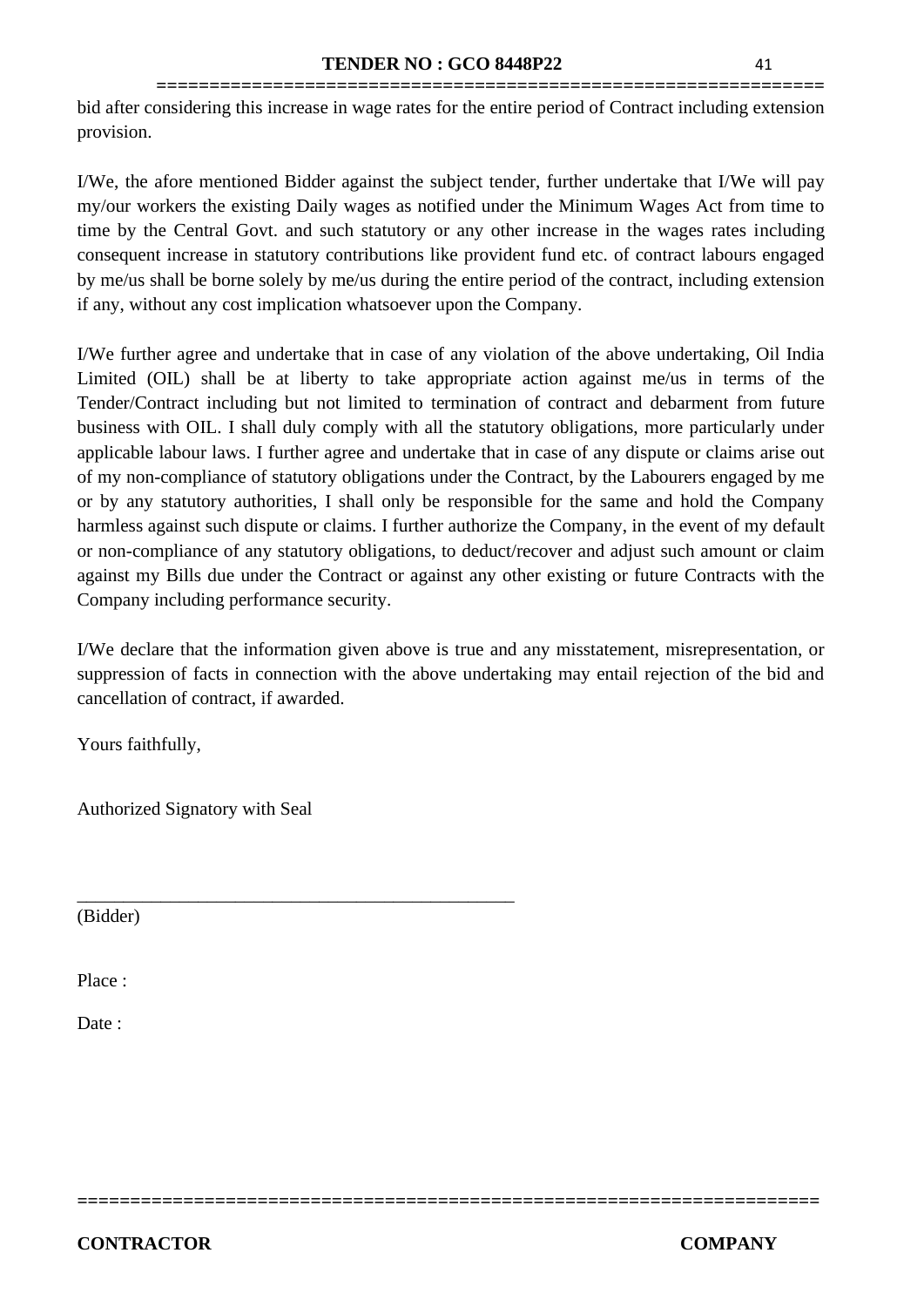bid after considering this increase in wage rates for the entire period of Contract including extension provision.

I/We, the afore mentioned Bidder against the subject tender, further undertake that I/We will pay my/our workers the existing Daily wages as notified under the Minimum Wages Act from time to time by the Central Govt. and such statutory or any other increase in the wages rates including consequent increase in statutory contributions like provident fund etc. of contract labours engaged by me/us shall be borne solely by me/us during the entire period of the contract, including extension if any, without any cost implication whatsoever upon the Company.

I/We further agree and undertake that in case of any violation of the above undertaking, Oil India Limited (OIL) shall be at liberty to take appropriate action against me/us in terms of the Tender/Contract including but not limited to termination of contract and debarment from future business with OIL. I shall duly comply with all the statutory obligations, more particularly under applicable labour laws. I further agree and undertake that in case of any dispute or claims arise out of my non-compliance of statutory obligations under the Contract, by the Labourers engaged by me or by any statutory authorities, I shall only be responsible for the same and hold the Company harmless against such dispute or claims. I further authorize the Company, in the event of my default or non-compliance of any statutory obligations, to deduct/recover and adjust such amount or claim against my Bills due under the Contract or against any other existing or future Contracts with the Company including performance security.

I/We declare that the information given above is true and any misstatement, misrepresentation, or suppression of facts in connection with the above undertaking may entail rejection of the bid and cancellation of contract, if awarded.

Yours faithfully,

Authorized Signatory with Seal

_______________________________________________
(Bidder)

Place :

Date :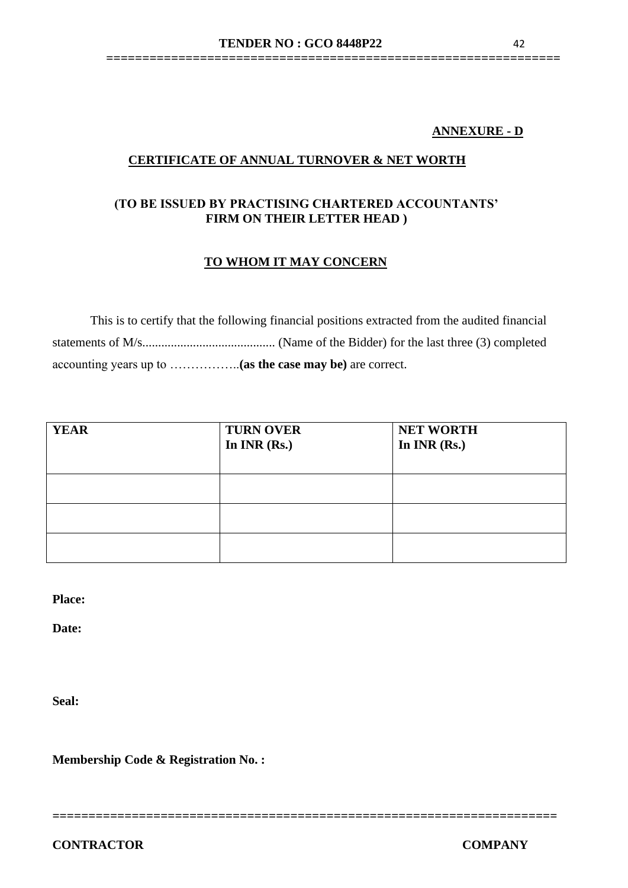**ANNEXURE - D**

## CERTIFICATE OF ANNUAL TURNOVER & NET WORTH

**(TO BE ISSUED BY PRACTISING CHARTERED ACCOUNTANTS' FIRM ON THEIR LETTER HEAD )**

### TO WHOM IT MAY CONCERN

This is to certify that the following financial positions extracted from the audited financial statements of M/s.......................................... (Name of the Bidder) for the last three (3) completed accounting years up to ……………..**(as the case may be)** are correct.

| YEAR | TURN OVER In INR (Rs.) | NET WORTH In INR (Rs.) |
|---|---|---|
| | | |
| | | |
| | | |

**Place:**

**Date:**

**Seal:**

**Membership Code & Registration No. :**

**CONTRACTOR** **COMPANY**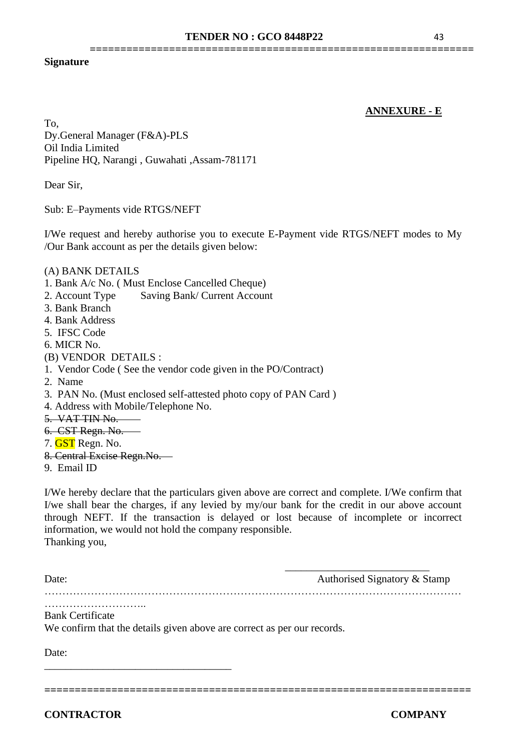**Signature**

**ANNEXURE - E**

To,
Dy.General Manager (F&A)-PLS
Oil India Limited
Pipeline HQ, Narangi , Guwahati ,Assam-781171

Dear Sir,

Sub: E–Payments vide RTGS/NEFT

I/We request and hereby authorise you to execute E-Payment vide RTGS/NEFT modes to My /Our Bank account as per the details given below:

(A) BANK DETAILS
1. Bank A/c No. ( Must Enclose Cancelled Cheque)
2. Account Type Saving Bank/ Current Account
3. Bank Branch
4. Bank Address
5. IFSC Code
6. MICR No.

(B) VENDOR DETAILS :
1. Vendor Code ( See the vendor code given in the PO/Contract)
2. Name
3. PAN No. (Must enclosed self-attested photo copy of PAN Card )
4. Address with Mobile/Telephone No.
~~5. VAT TIN No.~~
~~6. CST Regn. No.~~
7. GST Regn. No.
~~8. Central Excise Regn.No.~~
9. Email ID

I/We hereby declare that the particulars given above are correct and complete. I/We confirm that I/we shall bear the charges, if any levied by my/our bank for the credit in our above account through NEFT. If the transaction is delayed or lost because of incomplete or incorrect information, we would not hold the company responsible.
Thanking you,

Date: Authorised Signatory & Stamp

…………………………………………………………………………………………………………………………..

Bank Certificate
We confirm that the details given above are correct as per our records.

Date:

**CONTRACTOR** **COMPANY**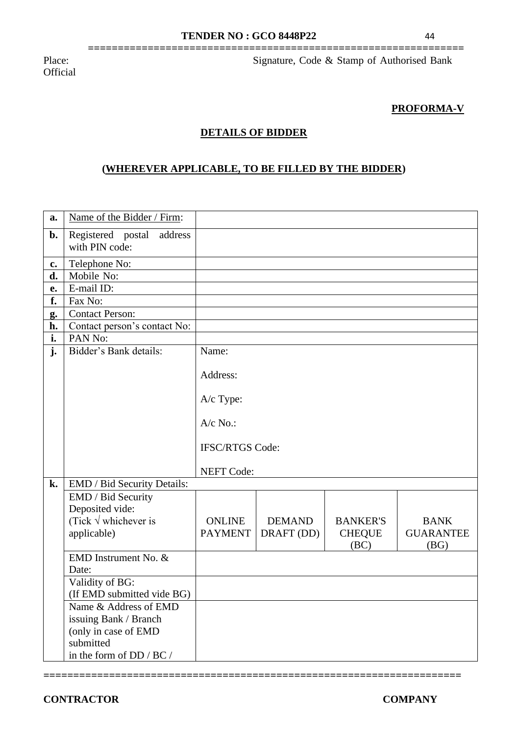Place: Signature, Code & Stamp of Authorised Bank Official

**PROFORMA-V**

## DETAILS OF BIDDER

### (WHEREVER APPLICABLE, TO BE FILLED BY THE BIDDER)

| | | | | | |
|---|---|---|---|---|---|
| **a.** | Name of the Bidder / Firm: | | | | |
| **b.** | Registered postal address with PIN code: | | | | |
| **c.** | Telephone No: | | | | |
| **d.** | Mobile No: | | | | |
| **e.** | E-mail ID: | | | | |
| **f.** | Fax No: | | | | |
| **g.** | Contact Person: | | | | |
| **h.** | Contact person's contact No: | | | | |
| **i.** | PAN No: | | | | |
| **j.** | Bidder's Bank details: | Name:<br><br>Address:<br><br>A/c Type:<br><br>A/c No.:<br><br>IFSC/RTGS Code:<br><br>NEFT Code: | | | |
| **k.** | EMD / Bid Security Details: | | | | |
| | EMD / Bid Security Deposited vide: (Tick √ whichever is applicable) | ONLINE PAYMENT | DEMAND DRAFT (DD) | BANKER'S CHEQUE (BC) | BANK GUARANTEE (BG) |
| | EMD Instrument No. & Date: | | | | |
| | Validity of BG: (If EMD submitted vide BG) | | | | |
| | Name & Address of EMD issuing Bank / Branch (only in case of EMD submitted in the form of DD / BC / | | | | |

**CONTRACTOR** **COMPANY**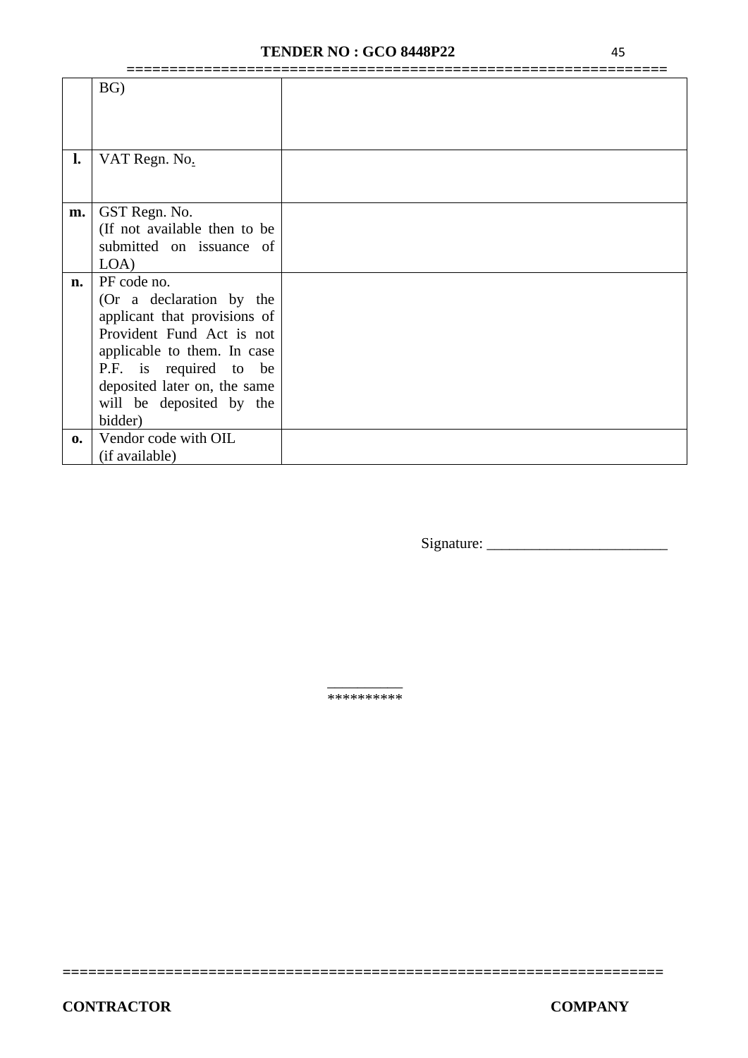|  |  |  |
| --- | --- | --- |
|  | BG) |  |
| **l.** | VAT Regn. No. |  |
| **m.** | GST Regn. No. (If not available then to be submitted on issuance of LOA) |  |
| **n.** | PF code no. (Or a declaration by the applicant that provisions of Provident Fund Act is not applicable to them. In case P.F. is required to be deposited later on, the same will be deposited by the bidder) |  |
| **o.** | Vendor code with OIL (if available) |  |

Signature: _______________________

**********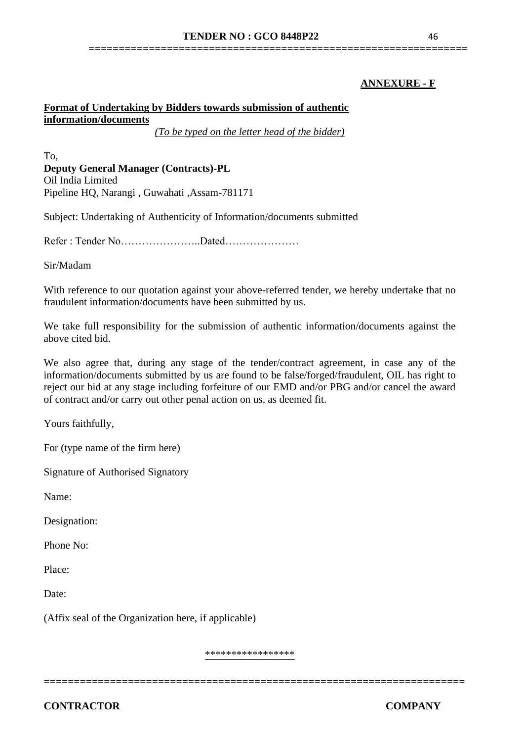**ANNEXURE - F**

**Format of Undertaking by Bidders towards submission of authentic information/documents**

*(To be typed on the letter head of the bidder)*

To,

**Deputy General Manager (Contracts)-PL**
Oil India Limited
Pipeline HQ, Narangi , Guwahati ,Assam-781171

Subject: Undertaking of Authenticity of Information/documents submitted

Refer : Tender No…………………..Dated…………………

Sir/Madam

With reference to our quotation against your above-referred tender, we hereby undertake that no fraudulent information/documents have been submitted by us.

We take full responsibility for the submission of authentic information/documents against the above cited bid.

We also agree that, during any stage of the tender/contract agreement, in case any of the information/documents submitted by us are found to be false/forged/fraudulent, OIL has right to reject our bid at any stage including forfeiture of our EMD and/or PBG and/or cancel the award of contract and/or carry out other penal action on us, as deemed fit.

Yours faithfully,

For (type name of the firm here)

Signature of Authorised Signatory

Name:

Designation:

Phone No:

Place:

Date:

(Affix seal of the Organization here, if applicable)

*****************

**CONTRACTOR** **COMPANY**